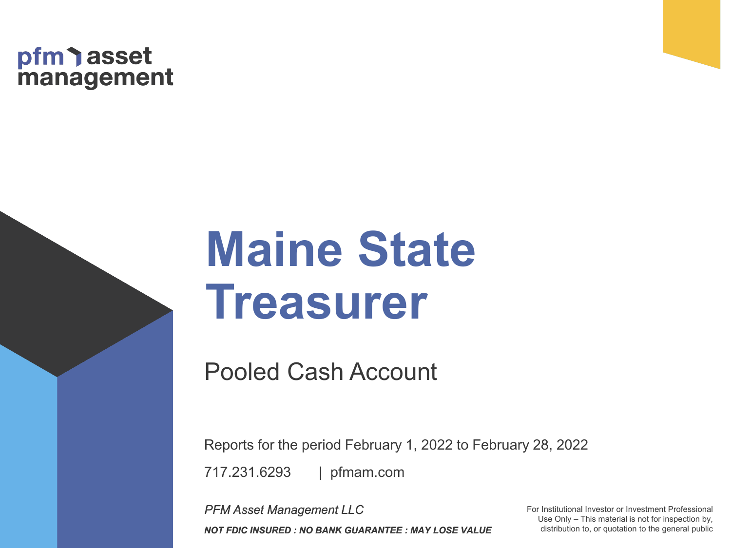pfm asset management

# Maine State Treasurer

## Pooled Cash Account

Reports for the period February 1, 2022 to February 28, 2022

717.231.6293 | pfmam.com

*PFM Asset Management LLC*

***NOT FDIC INSURED : NO BANK GUARANTEE : MAY LOSE VALUE***

For Institutional Investor or Investment Professional Use Only – This material is not for inspection by, distribution to, or quotation to the general public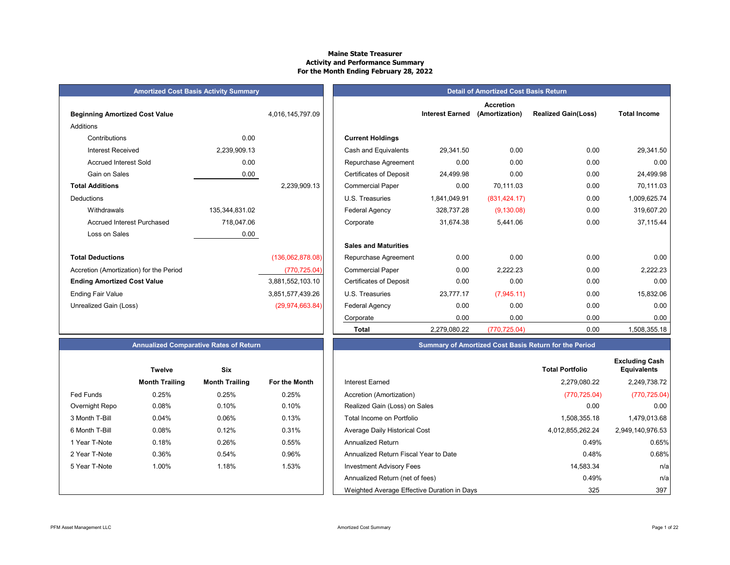# Maine State Treasurer
## Activity and Performance Summary
## For the Month Ending February 28, 2022

### Amortized Cost Basis Activity Summary

| | | |
|---|---|---|
| **Beginning Amortized Cost Value** | | 4,016,145,797.09 |
| Additions | | |
| Contributions | 0.00 | |
| Interest Received | 2,239,909.13 | |
| Accrued Interest Sold | 0.00 | |
| Gain on Sales | 0.00 | |
| **Total Additions** | | 2,239,909.13 |
| Deductions | | |
| Withdrawals | 135,344,831.02 | |
| Accrued Interest Purchased | 718,047.06 | |
| Loss on Sales | 0.00 | |
| **Total Deductions** | | (136,062,878.08) |
| Accretion (Amortization) for the Period | | (770,725.04) |
| **Ending Amortized Cost Value** | | 3,881,552,103.10 |
| Ending Fair Value | | 3,851,577,439.26 |
| Unrealized Gain (Loss) | | (29,974,663.84) |

### Detail of Amortized Cost Basis Return

| | Interest Earned | Accretion (Amortization) | Realized Gain(Loss) | Total Income |
|---|---|---|---|---|
| **Current Holdings** | | | | |
| Cash and Equivalents | 29,341.50 | 0.00 | 0.00 | 29,341.50 |
| Repurchase Agreement | 0.00 | 0.00 | 0.00 | 0.00 |
| Certificates of Deposit | 24,499.98 | 0.00 | 0.00 | 24,499.98 |
| Commercial Paper | 0.00 | 70,111.03 | 0.00 | 70,111.03 |
| U.S. Treasuries | 1,841,049.91 | (831,424.17) | 0.00 | 1,009,625.74 |
| Federal Agency | 328,737.28 | (9,130.08) | 0.00 | 319,607.20 |
| Corporate | 31,674.38 | 5,441.06 | 0.00 | 37,115.44 |
| **Sales and Maturities** | | | | |
| Repurchase Agreement | 0.00 | 0.00 | 0.00 | 0.00 |
| Commercial Paper | 0.00 | 2,222.23 | 0.00 | 2,222.23 |
| Certificates of Deposit | 0.00 | 0.00 | 0.00 | 0.00 |
| U.S. Treasuries | 23,777.17 | (7,945.11) | 0.00 | 15,832.06 |
| Federal Agency | 0.00 | 0.00 | 0.00 | 0.00 |
| Corporate | 0.00 | 0.00 | 0.00 | 0.00 |
| **Total** | 2,279,080.22 | (770,725.04) | 0.00 | 1,508,355.18 |

### Annualized Comparative Rates of Return

| | Twelve Month Trailing | Six Month Trailing | For the Month |
|---|---|---|---|
| Fed Funds | 0.25% | 0.25% | 0.25% |
| Overnight Repo | 0.08% | 0.10% | 0.10% |
| 3 Month T-Bill | 0.04% | 0.06% | 0.13% |
| 6 Month T-Bill | 0.08% | 0.12% | 0.31% |
| 1 Year T-Note | 0.18% | 0.26% | 0.55% |
| 2 Year T-Note | 0.36% | 0.54% | 0.96% |
| 5 Year T-Note | 1.00% | 1.18% | 1.53% |

### Summary of Amortized Cost Basis Return for the Period

| | Total Portfolio | Excluding Cash Equivalents |
|---|---|---|
| Interest Earned | 2,279,080.22 | 2,249,738.72 |
| Accretion (Amortization) | (770,725.04) | (770,725.04) |
| Realized Gain (Loss) on Sales | 0.00 | 0.00 |
| Total Income on Portfolio | 1,508,355.18 | 1,479,013.68 |
| Average Daily Historical Cost | 4,012,855,262.24 | 2,949,140,976.53 |
| Annualized Return | 0.49% | 0.65% |
| Annualized Return Fiscal Year to Date | 0.48% | 0.68% |
| Investment Advisory Fees | 14,583.34 | n/a |
| Annualized Return (net of fees) | 0.49% | n/a |
| Weighted Average Effective Duration in Days | 325 | 397 |

PFM Asset Management LLC — Amortized Cost Summary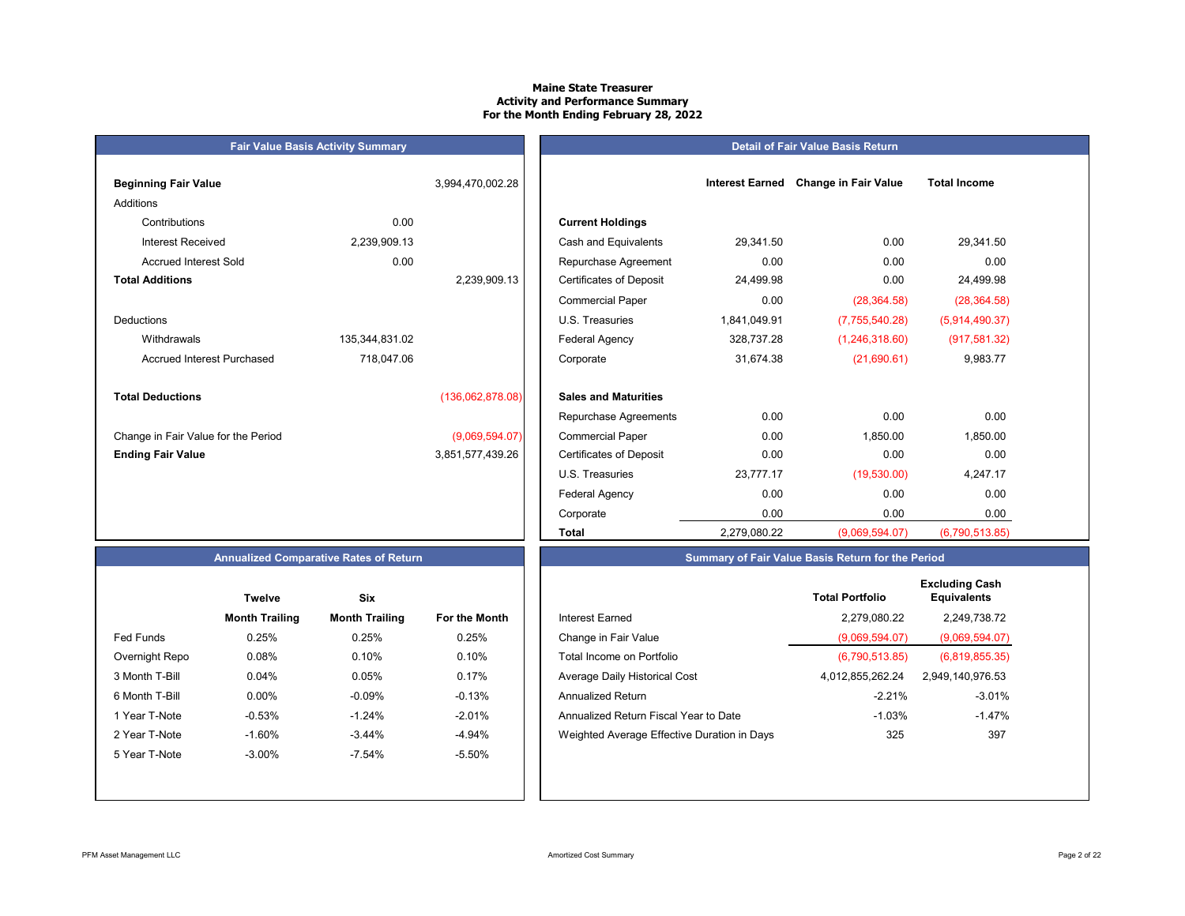# Maine State Treasurer
## Activity and Performance Summary
### For the Month Ending February 28, 2022

## Fair Value Basis Activity Summary

| | | |
|---|---|---|
| **Beginning Fair Value** | | 3,994,470,002.28 |
| Additions | | |
| Contributions | 0.00 | |
| Interest Received | 2,239,909.13 | |
| Accrued Interest Sold | 0.00 | |
| **Total Additions** | | 2,239,909.13 |
| Deductions | | |
| Withdrawals | 135,344,831.02 | |
| Accrued Interest Purchased | 718,047.06 | |
| **Total Deductions** | | (136,062,878.08) |
| Change in Fair Value for the Period | | (9,069,594.07) |
| **Ending Fair Value** | | 3,851,577,439.26 |

## Detail of Fair Value Basis Return

| | Interest Earned | Change in Fair Value | Total Income |
|---|---|---|---|
| **Current Holdings** | | | |
| Cash and Equivalents | 29,341.50 | 0.00 | 29,341.50 |
| Repurchase Agreement | 0.00 | 0.00 | 0.00 |
| Certificates of Deposit | 24,499.98 | 0.00 | 24,499.98 |
| Commercial Paper | 0.00 | (28,364.58) | (28,364.58) |
| U.S. Treasuries | 1,841,049.91 | (7,755,540.28) | (5,914,490.37) |
| Federal Agency | 328,737.28 | (1,246,318.60) | (917,581.32) |
| Corporate | 31,674.38 | (21,690.61) | 9,983.77 |
| **Sales and Maturities** | | | |
| Repurchase Agreements | 0.00 | 0.00 | 0.00 |
| Commercial Paper | 0.00 | 1,850.00 | 1,850.00 |
| Certificates of Deposit | 0.00 | 0.00 | 0.00 |
| U.S. Treasuries | 23,777.17 | (19,530.00) | 4,247.17 |
| Federal Agency | 0.00 | 0.00 | 0.00 |
| Corporate | 0.00 | 0.00 | 0.00 |
| **Total** | 2,279,080.22 | (9,069,594.07) | (6,790,513.85) |

## Annualized Comparative Rates of Return

| | Twelve Month Trailing | Six Month Trailing | For the Month |
|---|---|---|---|
| Fed Funds | 0.25% | 0.25% | 0.25% |
| Overnight Repo | 0.08% | 0.10% | 0.10% |
| 3 Month T-Bill | 0.04% | 0.05% | 0.17% |
| 6 Month T-Bill | 0.00% | -0.09% | -0.13% |
| 1 Year T-Note | -0.53% | -1.24% | -2.01% |
| 2 Year T-Note | -1.60% | -3.44% | -4.94% |
| 5 Year T-Note | -3.00% | -7.54% | -5.50% |

## Summary of Fair Value Basis Return for the Period

| | Total Portfolio | Excluding Cash Equivalents |
|---|---|---|
| Interest Earned | 2,279,080.22 | 2,249,738.72 |
| Change in Fair Value | (9,069,594.07) | (9,069,594.07) |
| Total Income on Portfolio | (6,790,513.85) | (6,819,855.35) |
| Average Daily Historical Cost | 4,012,855,262.24 | 2,949,140,976.53 |
| Annualized Return | -2.21% | -3.01% |
| Annualized Return Fiscal Year to Date | -1.03% | -1.47% |
| Weighted Average Effective Duration in Days | 325 | 397 |

PFM Asset Management LLC — Amortized Cost Summary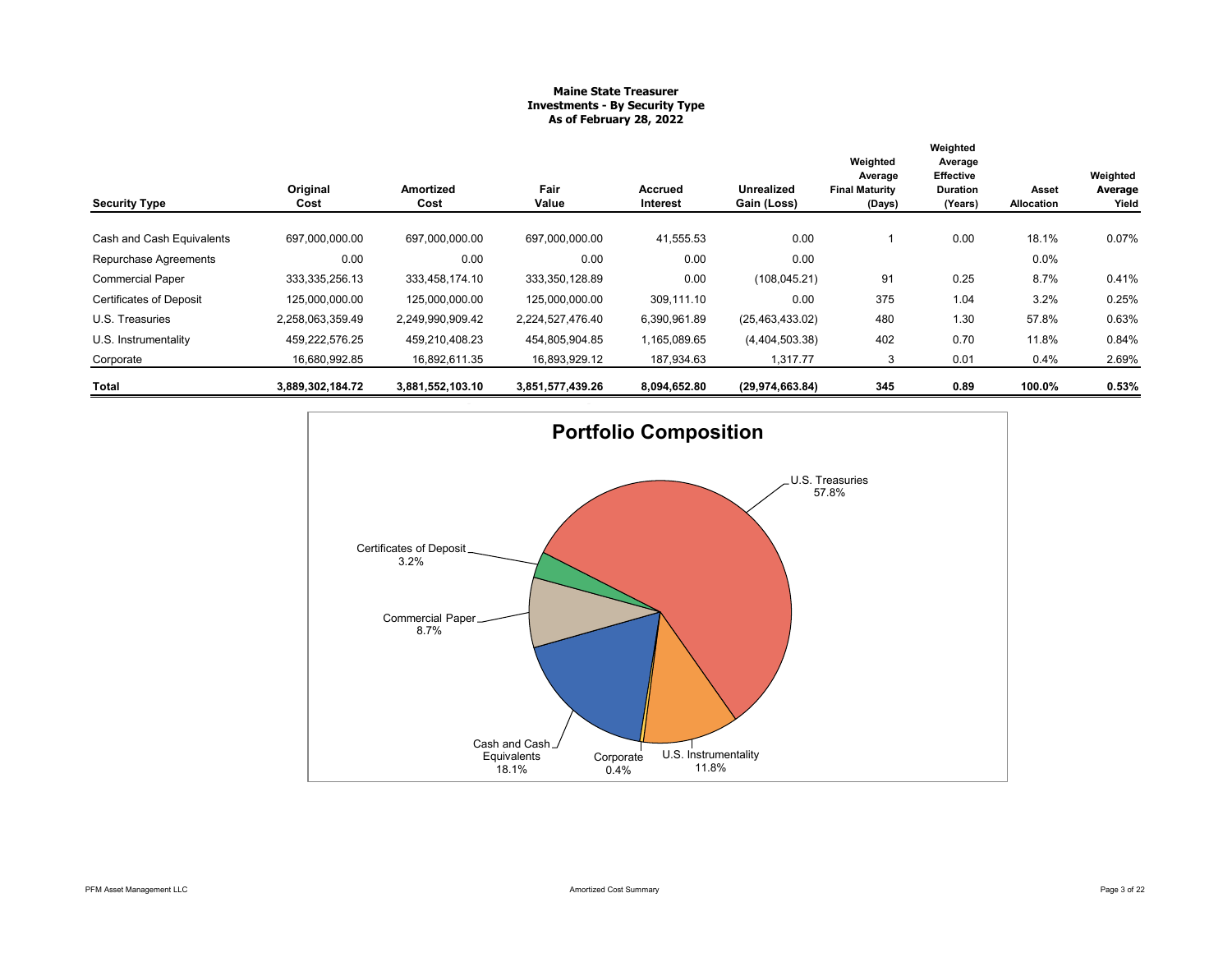**Maine State Treasurer**
**Investments - By Security Type**
**As of February 28, 2022**

| Security Type | Original Cost | Amortized Cost | Fair Value | Accrued Interest | Unrealized Gain (Loss) | Weighted Average Final Maturity (Days) | Weighted Average Effective Duration (Years) | Asset Allocation | Weighted Average Yield |
|---|---|---|---|---|---|---|---|---|---|
| Cash and Cash Equivalents | 697,000,000.00 | 697,000,000.00 | 697,000,000.00 | 41,555.53 | 0.00 | 1 | 0.00 | 18.1% | 0.07% |
| Repurchase Agreements | 0.00 | 0.00 | 0.00 | 0.00 | 0.00 | | | 0.0% | |
| Commercial Paper | 333,335,256.13 | 333,458,174.10 | 333,350,128.89 | 0.00 | (108,045.21) | 91 | 0.25 | 8.7% | 0.41% |
| Certificates of Deposit | 125,000,000.00 | 125,000,000.00 | 125,000,000.00 | 309,111.10 | 0.00 | 375 | 1.04 | 3.2% | 0.25% |
| U.S. Treasuries | 2,258,063,359.49 | 2,249,990,909.42 | 2,224,527,476.40 | 6,390,961.89 | (25,463,433.02) | 480 | 1.30 | 57.8% | 0.63% |
| U.S. Instrumentality | 459,222,576.25 | 459,210,408.23 | 454,805,904.85 | 1,165,089.65 | (4,404,503.38) | 402 | 0.70 | 11.8% | 0.84% |
| Corporate | 16,680,992.85 | 16,892,611.35 | 16,893,929.12 | 187,934.63 | 1,317.77 | 3 | 0.01 | 0.4% | 2.69% |
| **Total** | **3,889,302,184.72** | **3,881,552,103.10** | **3,851,577,439.26** | **8,094,652.80** | **(29,974,663.84)** | **345** | **0.89** | **100.0%** | **0.53%** |

**Portfolio Composition**

| Security Type | Allocation |
|---|---|
| U.S. Treasuries | 57.8% |
| Cash and Cash Equivalents | 18.1% |
| U.S. Instrumentality | 11.8% |
| Commercial Paper | 8.7% |
| Certificates of Deposit | 3.2% |
| Corporate | 0.4% |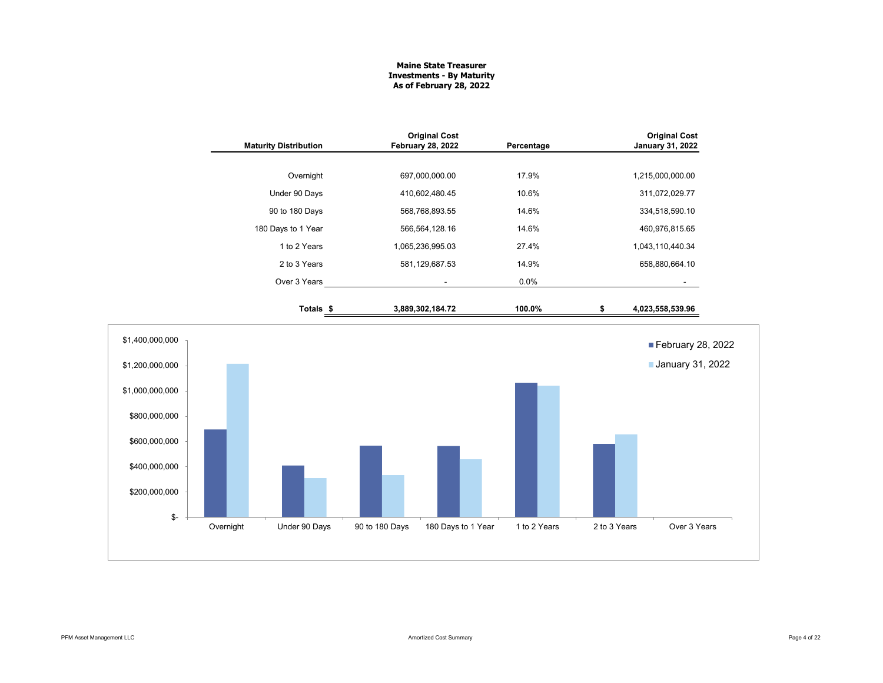**Maine State Treasurer**
**Investments - By Maturity**
**As of February 28, 2022**

| Maturity Distribution | Original Cost February 28, 2022 | Percentage | Original Cost January 31, 2022 |
|---|---|---|---|
| Overnight | 697,000,000.00 | 17.9% | 1,215,000,000.00 |
| Under 90 Days | 410,602,480.45 | 10.6% | 311,072,029.77 |
| 90 to 180 Days | 568,768,893.55 | 14.6% | 334,518,590.10 |
| 180 Days to 1 Year | 566,564,128.16 | 14.6% | 460,976,815.65 |
| 1 to 2 Years | 1,065,236,995.03 | 27.4% | 1,043,110,440.34 |
| 2 to 3 Years | 581,129,687.53 | 14.9% | 658,880,664.10 |
| Over 3 Years | - | 0.0% | - |
| **Totals** | **$ 3,889,302,184.72** | **100.0%** | **$ 4,023,558,539.96** |

Chart legend: February 28, 2022; January 31, 2022

Y-axis: $-, $200,000,000, $400,000,000, $600,000,000, $800,000,000, $1,000,000,000, $1,200,000,000, $1,400,000,000

X-axis: Overnight, Under 90 Days, 90 to 180 Days, 180 Days to 1 Year, 1 to 2 Years, 2 to 3 Years, Over 3 Years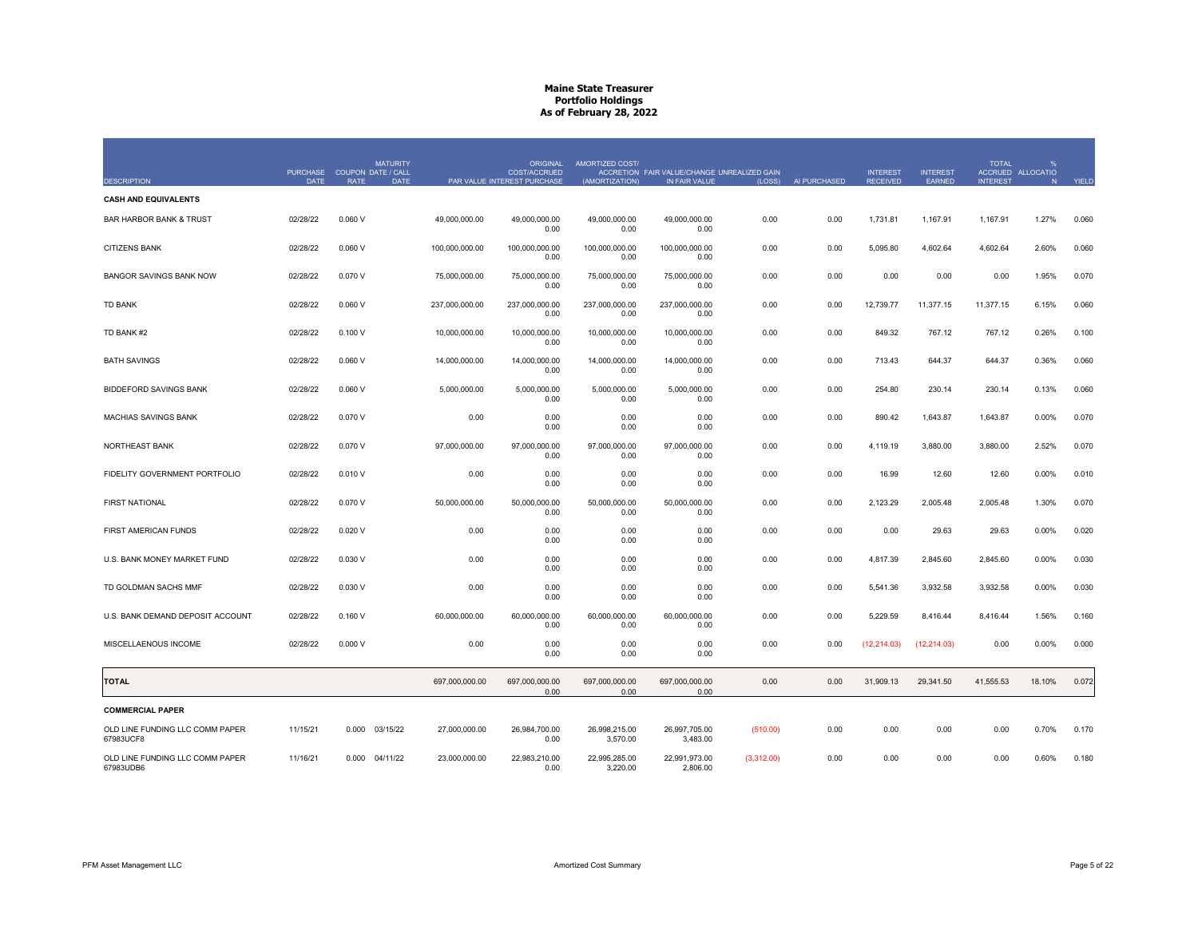# Maine State Treasurer
## Portfolio Holdings
### As of February 28, 2022

| DESCRIPTION | PURCHASE DATE | COUPON RATE | MATURITY DATE / CALL DATE | PAR VALUE | ORIGINAL COST/ACCRUED INTEREST PURCHASE | AMORTIZED COST/ ACCRETION (AMORTIZATION) | FAIR VALUE/CHANGE IN FAIR VALUE | UNREALIZED GAIN (LOSS) | AI PURCHASED | INTEREST RECEIVED | INTEREST EARNED | TOTAL ACCRUED INTEREST | % ALLOCATION | YIELD |
|---|---|---|---|---|---|---|---|---|---|---|---|---|---|---|
| **CASH AND EQUIVALENTS** | | | | | | | | | | | | | | |
| BAR HARBOR BANK & TRUST | 02/28/22 | 0.060 V | | 49,000,000.00 | 49,000,000.00<br>0.00 | 49,000,000.00<br>0.00 | 49,000,000.00<br>0.00 | 0.00 | 0.00 | 1,731.81 | 1,167.91 | 1,167.91 | 1.27% | 0.060 |
| CITIZENS BANK | 02/28/22 | 0.060 V | | 100,000,000.00 | 100,000,000.00<br>0.00 | 100,000,000.00<br>0.00 | 100,000,000.00<br>0.00 | 0.00 | 0.00 | 5,095.80 | 4,602.64 | 4,602.64 | 2.60% | 0.060 |
| BANGOR SAVINGS BANK NOW | 02/28/22 | 0.070 V | | 75,000,000.00 | 75,000,000.00<br>0.00 | 75,000,000.00<br>0.00 | 75,000,000.00<br>0.00 | 0.00 | 0.00 | 0.00 | 0.00 | 0.00 | 1.95% | 0.070 |
| TD BANK | 02/28/22 | 0.060 V | | 237,000,000.00 | 237,000,000.00<br>0.00 | 237,000,000.00<br>0.00 | 237,000,000.00<br>0.00 | 0.00 | 0.00 | 12,739.77 | 11,377.15 | 11,377.15 | 6.15% | 0.060 |
| TD BANK #2 | 02/28/22 | 0.100 V | | 10,000,000.00 | 10,000,000.00<br>0.00 | 10,000,000.00<br>0.00 | 10,000,000.00<br>0.00 | 0.00 | 0.00 | 849.32 | 767.12 | 767.12 | 0.26% | 0.100 |
| BATH SAVINGS | 02/28/22 | 0.060 V | | 14,000,000.00 | 14,000,000.00<br>0.00 | 14,000,000.00<br>0.00 | 14,000,000.00<br>0.00 | 0.00 | 0.00 | 713.43 | 644.37 | 644.37 | 0.36% | 0.060 |
| BIDDEFORD SAVINGS BANK | 02/28/22 | 0.060 V | | 5,000,000.00 | 5,000,000.00<br>0.00 | 5,000,000.00<br>0.00 | 5,000,000.00<br>0.00 | 0.00 | 0.00 | 254.80 | 230.14 | 230.14 | 0.13% | 0.060 |
| MACHIAS SAVINGS BANK | 02/28/22 | 0.070 V | | 0.00 | 0.00<br>0.00 | 0.00<br>0.00 | 0.00<br>0.00 | 0.00 | 0.00 | 890.42 | 1,643.87 | 1,643.87 | 0.00% | 0.070 |
| NORTHEAST BANK | 02/28/22 | 0.070 V | | 97,000,000.00 | 97,000,000.00<br>0.00 | 97,000,000.00<br>0.00 | 97,000,000.00<br>0.00 | 0.00 | 0.00 | 4,119.19 | 3,880.00 | 3,880.00 | 2.52% | 0.070 |
| FIDELITY GOVERNMENT PORTFOLIO | 02/28/22 | 0.010 V | | 0.00 | 0.00<br>0.00 | 0.00<br>0.00 | 0.00<br>0.00 | 0.00 | 0.00 | 16.99 | 12.60 | 12.60 | 0.00% | 0.010 |
| FIRST NATIONAL | 02/28/22 | 0.070 V | | 50,000,000.00 | 50,000,000.00<br>0.00 | 50,000,000.00<br>0.00 | 50,000,000.00<br>0.00 | 0.00 | 0.00 | 2,123.29 | 2,005.48 | 2,005.48 | 1.30% | 0.070 |
| FIRST AMERICAN FUNDS | 02/28/22 | 0.020 V | | 0.00 | 0.00<br>0.00 | 0.00<br>0.00 | 0.00<br>0.00 | 0.00 | 0.00 | 0.00 | 29.63 | 29.63 | 0.00% | 0.020 |
| U.S. BANK MONEY MARKET FUND | 02/28/22 | 0.030 V | | 0.00 | 0.00<br>0.00 | 0.00<br>0.00 | 0.00<br>0.00 | 0.00 | 0.00 | 4,817.39 | 2,845.60 | 2,845.60 | 0.00% | 0.030 |
| TD GOLDMAN SACHS MMF | 02/28/22 | 0.030 V | | 0.00 | 0.00<br>0.00 | 0.00<br>0.00 | 0.00<br>0.00 | 0.00 | 0.00 | 5,541.36 | 3,932.58 | 3,932.58 | 0.00% | 0.030 |
| U.S. BANK DEMAND DEPOSIT ACCOUNT | 02/28/22 | 0.160 V | | 60,000,000.00 | 60,000,000.00<br>0.00 | 60,000,000.00<br>0.00 | 60,000,000.00<br>0.00 | 0.00 | 0.00 | 5,229.59 | 8,416.44 | 8,416.44 | 1.56% | 0.160 |
| MISCELLANEOUS INCOME | 02/28/22 | 0.000 V | | 0.00 | 0.00<br>0.00 | 0.00<br>0.00 | 0.00<br>0.00 | 0.00 | 0.00 | (12,214.03) | (12,214.03) | 0.00 | 0.00% | 0.000 |
| **TOTAL** | | | | 697,000,000.00 | 697,000,000.00<br>0.00 | 697,000,000.00<br>0.00 | 697,000,000.00<br>0.00 | 0.00 | 0.00 | 31,909.13 | 29,341.50 | 41,555.53 | 18.10% | 0.072 |
| **COMMERCIAL PAPER** | | | | | | | | | | | | | | |
| OLD LINE FUNDING LLC COMM PAPER 67983UCF8 | 11/15/21 | 0.000 | 03/15/22 | 27,000,000.00 | 26,984,700.00<br>0.00 | 26,998,215.00<br>3,570.00 | 26,997,705.00<br>3,483.00 | (510.00) | 0.00 | 0.00 | 0.00 | 0.00 | 0.70% | 0.170 |
| OLD LINE FUNDING LLC COMM PAPER 67983UDB6 | 11/16/21 | 0.000 | 04/11/22 | 23,000,000.00 | 22,983,210.00<br>0.00 | 22,995,285.00<br>3,220.00 | 22,991,973.00<br>2,806.00 | (3,312.00) | 0.00 | 0.00 | 0.00 | 0.00 | 0.60% | 0.180 |

PFM Asset Management LLC — Amortized Cost Summary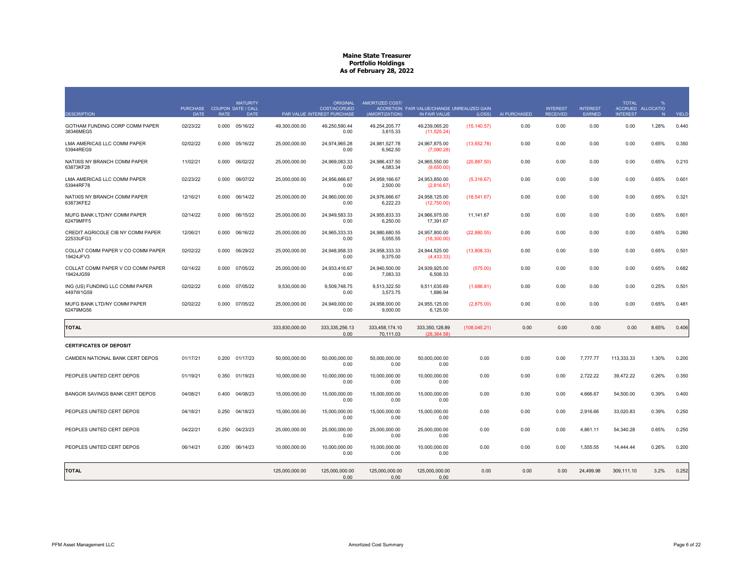# Maine State Treasurer
## Portfolio Holdings
### As of February 28, 2022

| DESCRIPTION | PURCHASE DATE | COUPON RATE | MATURITY DATE / CALL DATE | PAR VALUE | ORIGINAL COST/ACCRUED INTEREST PURCHASE | AMORTIZED COST/ ACCRETION (AMORTIZATION) | FAIR VALUE/CHANGE IN FAIR VALUE | UNREALIZED GAIN (LOSS) | AI PURCHASED | INTEREST RECEIVED | INTEREST EARNED | TOTAL ACCRUED INTEREST | % ALLOCATION | YIELD |
|---|---|---|---|---|---|---|---|---|---|---|---|---|---|---|
| GOTHAM FUNDING CORP COMM PAPER 38346MEG5 | 02/23/22 | 0.000 | 05/16/22 | 49,300,000.00 | 49,250,590.44<br>0.00 | 49,254,205.77<br>3,615.33 | 49,239,065.20<br>(11,525.24) | (15,140.57) | 0.00 | 0.00 | 0.00 | 0.00 | 1.28% | 0.440 |
| LMA AMERICAS LLC COMM PAPER 53944REG9 | 02/02/22 | 0.000 | 05/16/22 | 25,000,000.00 | 24,974,965.28<br>0.00 | 24,981,527.78<br>6,562.50 | 24,967,875.00<br>(7,090.28) | (13,652.78) | 0.00 | 0.00 | 0.00 | 0.00 | 0.65% | 0.350 |
| NATIXIS NY BRANCH COMM PAPER 63873KF28 | 11/02/21 | 0.000 | 06/02/22 | 25,000,000.00 | 24,969,083.33<br>0.00 | 24,986,437.50<br>4,083.34 | 24,965,550.00<br>(9,650.00) | (20,887.50) | 0.00 | 0.00 | 0.00 | 0.00 | 0.65% | 0.210 |
| LMA AMERICAS LLC COMM PAPER 53944RF78 | 02/23/22 | 0.000 | 06/07/22 | 25,000,000.00 | 24,956,666.67<br>0.00 | 24,959,166.67<br>2,500.00 | 24,953,850.00<br>(2,816.67) | (5,316.67) | 0.00 | 0.00 | 0.00 | 0.00 | 0.65% | 0.601 |
| NATIXIS NY BRANCH COMM PAPER 63873KFE2 | 12/16/21 | 0.000 | 06/14/22 | 25,000,000.00 | 24,960,000.00<br>0.00 | 24,976,666.67<br>6,222.23 | 24,958,125.00<br>(12,750.00) | (18,541.67) | 0.00 | 0.00 | 0.00 | 0.00 | 0.65% | 0.321 |
| MUFG BANK LTD/NY COMM PAPER 62479MFF5 | 02/14/22 | 0.000 | 06/15/22 | 25,000,000.00 | 24,949,583.33<br>0.00 | 24,955,833.33<br>6,250.00 | 24,966,975.00<br>17,391.67 | 11,141.67 | 0.00 | 0.00 | 0.00 | 0.00 | 0.65% | 0.601 |
| CREDIT AGRICOLE CIB NY COMM PAPER 22533UFG3 | 12/06/21 | 0.000 | 06/16/22 | 25,000,000.00 | 24,965,333.33<br>0.00 | 24,980,680.55<br>5,055.55 | 24,957,800.00<br>(18,300.00) | (22,880.55) | 0.00 | 0.00 | 0.00 | 0.00 | 0.65% | 0.260 |
| COLLAT COMM PAPER V CO COMM PAPER 19424JFV3 | 02/02/22 | 0.000 | 06/29/22 | 25,000,000.00 | 24,948,958.33<br>0.00 | 24,958,333.33<br>9,375.00 | 24,944,525.00<br>(4,433.33) | (13,808.33) | 0.00 | 0.00 | 0.00 | 0.00 | 0.65% | 0.501 |
| COLLAT COMM PAPER V CO COMM PAPER 19424JG59 | 02/14/22 | 0.000 | 07/05/22 | 25,000,000.00 | 24,933,416.67<br>0.00 | 24,940,500.00<br>7,083.33 | 24,939,925.00<br>6,508.33 | (575.00) | 0.00 | 0.00 | 0.00 | 0.00 | 0.65% | 0.682 |
| ING (US) FUNDING LLC COMM PAPER 4497W1G59 | 02/02/22 | 0.000 | 07/05/22 | 9,530,000.00 | 9,509,748.75<br>0.00 | 9,513,322.50<br>3,573.75 | 9,511,635.69<br>1,886.94 | (1,686.81) | 0.00 | 0.00 | 0.00 | 0.00 | 0.25% | 0.501 |
| MUFG BANK LTD/NY COMM PAPER 62479MG56 | 02/02/22 | 0.000 | 07/05/22 | 25,000,000.00 | 24,949,000.00<br>0.00 | 24,958,000.00<br>9,000.00 | 24,955,125.00<br>6,125.00 | (2,875.00) | 0.00 | 0.00 | 0.00 | 0.00 | 0.65% | 0.481 |
| **TOTAL** | | | | 333,830,000.00 | 333,335,256.13<br>0.00 | 333,458,174.10<br>70,111.03 | 333,350,128.89<br>(28,364.58) | (108,045.21) | 0.00 | 0.00 | 0.00 | 0.00 | 8.65% | 0.406 |
| **CERTIFICATES OF DEPOSIT** | | | | | | | | | | | | | | |
| CAMDEN NATIONAL BANK CERT DEPOS | 01/17/21 | 0.200 | 01/17/23 | 50,000,000.00 | 50,000,000.00<br>0.00 | 50,000,000.00<br>0.00 | 50,000,000.00<br>0.00 | 0.00 | 0.00 | 0.00 | 7,777.77 | 113,333.33 | 1.30% | 0.200 |
| PEOPLES UNITED CERT DEPOS | 01/19/21 | 0.350 | 01/19/23 | 10,000,000.00 | 10,000,000.00<br>0.00 | 10,000,000.00<br>0.00 | 10,000,000.00<br>0.00 | 0.00 | 0.00 | 0.00 | 2,722.22 | 39,472.22 | 0.26% | 0.350 |
| BANGOR SAVINGS BANK CERT DEPOS | 04/08/21 | 0.400 | 04/08/23 | 15,000,000.00 | 15,000,000.00<br>0.00 | 15,000,000.00<br>0.00 | 15,000,000.00<br>0.00 | 0.00 | 0.00 | 0.00 | 4,666.67 | 54,500.00 | 0.39% | 0.400 |
| PEOPLES UNITED CERT DEPOS | 04/18/21 | 0.250 | 04/18/23 | 15,000,000.00 | 15,000,000.00<br>0.00 | 15,000,000.00<br>0.00 | 15,000,000.00<br>0.00 | 0.00 | 0.00 | 0.00 | 2,916.66 | 33,020.83 | 0.39% | 0.250 |
| PEOPLES UNITED CERT DEPOS | 04/22/21 | 0.250 | 04/23/23 | 25,000,000.00 | 25,000,000.00<br>0.00 | 25,000,000.00<br>0.00 | 25,000,000.00<br>0.00 | 0.00 | 0.00 | 0.00 | 4,861.11 | 54,340.28 | 0.65% | 0.250 |
| PEOPLES UNITED CERT DEPOS | 06/14/21 | 0.200 | 06/14/23 | 10,000,000.00 | 10,000,000.00<br>0.00 | 10,000,000.00<br>0.00 | 10,000,000.00<br>0.00 | 0.00 | 0.00 | 0.00 | 1,555.55 | 14,444.44 | 0.26% | 0.200 |
| **TOTAL** | | | | 125,000,000.00 | 125,000,000.00<br>0.00 | 125,000,000.00<br>0.00 | 125,000,000.00<br>0.00 | 0.00 | 0.00 | 0.00 | 24,499.98 | 309,111.10 | 3.2% | 0.252 |

PFM Asset Management LLC — Amortized Cost Summary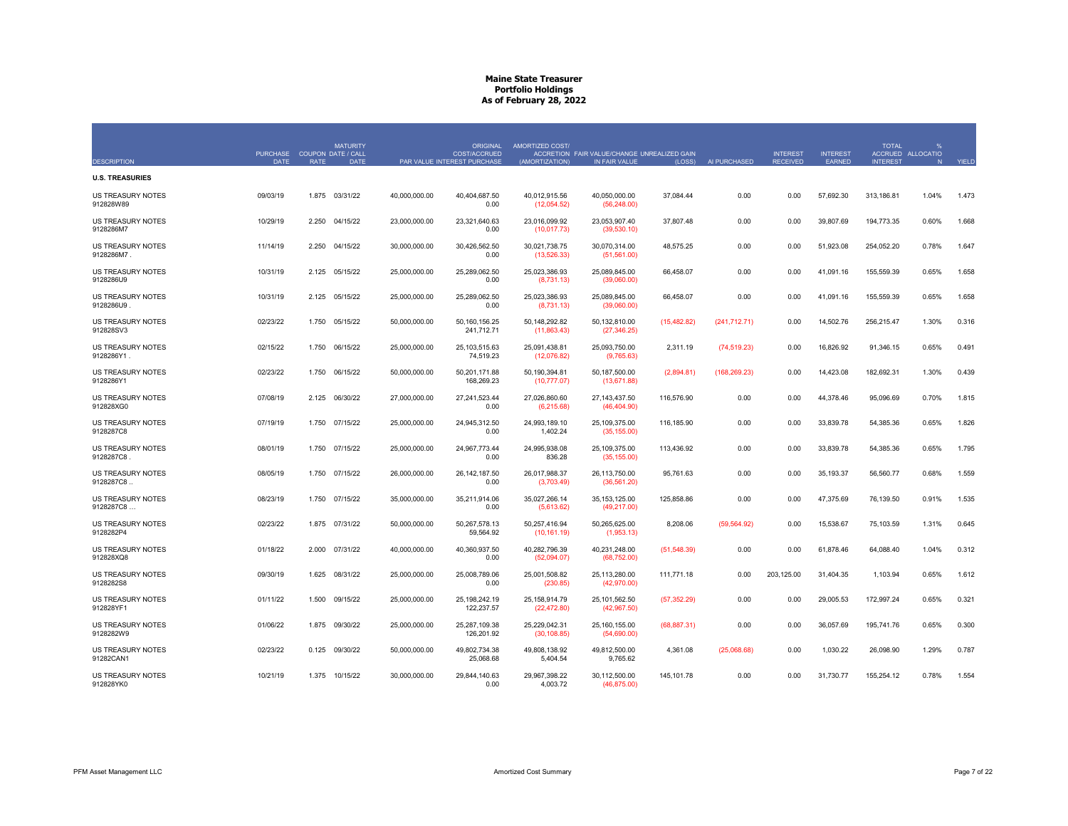# Maine State Treasurer
## Portfolio Holdings
### As of February 28, 2022

| DESCRIPTION | PURCHASE DATE | COUPON RATE | MATURITY DATE / CALL DATE | PAR VALUE | ORIGINAL COST/ACCRUED INTEREST PURCHASE | AMORTIZED COST/ ACCRETION (AMORTIZATION) | FAIR VALUE/CHANGE IN FAIR VALUE | UNREALIZED GAIN (LOSS) | AI PURCHASED | INTEREST RECEIVED | INTEREST EARNED | TOTAL ACCRUED INTEREST | % ALLOCATION | YIELD |
|---|---|---|---|---|---|---|---|---|---|---|---|---|---|---|
| **U.S. TREASURIES** | | | | | | | | | | | | | | |
| US TREASURY NOTES 912828W89 | 09/03/19 | 1.875 | 03/31/22 | 40,000,000.00 | 40,404,687.50<br>0.00 | 40,012,915.56<br>(12,054.52) | 40,050,000.00<br>(56,248.00) | 37,084.44 | 0.00 | 0.00 | 57,692.30 | 313,186.81 | 1.04% | 1.473 |
| US TREASURY NOTES 9128286M7 | 10/29/19 | 2.250 | 04/15/22 | 23,000,000.00 | 23,321,640.63<br>0.00 | 23,016,099.92<br>(10,017.73) | 23,053,907.40<br>(39,530.10) | 37,807.48 | 0.00 | 0.00 | 39,807.69 | 194,773.35 | 0.60% | 1.668 |
| US TREASURY NOTES 9128286M7 . | 11/14/19 | 2.250 | 04/15/22 | 30,000,000.00 | 30,426,562.50<br>0.00 | 30,021,738.75<br>(13,526.33) | 30,070,314.00<br>(51,561.00) | 48,575.25 | 0.00 | 0.00 | 51,923.08 | 254,052.20 | 0.78% | 1.647 |
| US TREASURY NOTES 9128286U9 | 10/31/19 | 2.125 | 05/15/22 | 25,000,000.00 | 25,289,062.50<br>0.00 | 25,023,386.93<br>(8,731.13) | 25,089,845.00<br>(39,060.00) | 66,458.07 | 0.00 | 0.00 | 41,091.16 | 155,559.39 | 0.65% | 1.658 |
| US TREASURY NOTES 9128286U9 . | 10/31/19 | 2.125 | 05/15/22 | 25,000,000.00 | 25,289,062.50<br>0.00 | 25,023,386.93<br>(8,731.13) | 25,089,845.00<br>(39,060.00) | 66,458.07 | 0.00 | 0.00 | 41,091.16 | 155,559.39 | 0.65% | 1.658 |
| US TREASURY NOTES 912828SV3 | 02/23/22 | 1.750 | 05/15/22 | 50,000,000.00 | 50,160,156.25<br>241,712.71 | 50,148,292.82<br>(11,863.43) | 50,132,810.00<br>(27,346.25) | (15,482.82) | (241,712.71) | 0.00 | 14,502.76 | 256,215.47 | 1.30% | 0.316 |
| US TREASURY NOTES 9128286Y1 . | 02/15/22 | 1.750 | 06/15/22 | 25,000,000.00 | 25,103,515.63<br>74,519.23 | 25,091,438.81<br>(12,076.82) | 25,093,750.00<br>(9,765.63) | 2,311.19 | (74,519.23) | 0.00 | 16,826.92 | 91,346.15 | 0.65% | 0.491 |
| US TREASURY NOTES 9128286Y1 | 02/23/22 | 1.750 | 06/15/22 | 50,000,000.00 | 50,201,171.88<br>168,269.23 | 50,190,394.81<br>(10,777.07) | 50,187,500.00<br>(13,671.88) | (2,894.81) | (168,269.23) | 0.00 | 14,423.08 | 182,692.31 | 1.30% | 0.439 |
| US TREASURY NOTES 912828XG0 | 07/08/19 | 2.125 | 06/30/22 | 27,000,000.00 | 27,241,523.44<br>0.00 | 27,026,860.60<br>(6,215.68) | 27,143,437.50<br>(46,404.90) | 116,576.90 | 0.00 | 0.00 | 44,378.46 | 95,096.69 | 0.70% | 1.815 |
| US TREASURY NOTES 9128287C8 | 07/19/19 | 1.750 | 07/15/22 | 25,000,000.00 | 24,945,312.50<br>0.00 | 24,993,189.10<br>1,402.24 | 25,109,375.00<br>(35,155.00) | 116,185.90 | 0.00 | 0.00 | 33,839.78 | 54,385.36 | 0.65% | 1.826 |
| US TREASURY NOTES 9128287C8 . | 08/01/19 | 1.750 | 07/15/22 | 25,000,000.00 | 24,967,773.44<br>0.00 | 24,995,938.08<br>836.28 | 25,109,375.00<br>(35,155.00) | 113,436.92 | 0.00 | 0.00 | 33,839.78 | 54,385.36 | 0.65% | 1.795 |
| US TREASURY NOTES 9128287C8 .. | 08/05/19 | 1.750 | 07/15/22 | 26,000,000.00 | 26,142,187.50<br>0.00 | 26,017,988.37<br>(3,703.49) | 26,113,750.00<br>(36,561.20) | 95,761.63 | 0.00 | 0.00 | 35,193.37 | 56,560.77 | 0.68% | 1.559 |
| US TREASURY NOTES 9128287C8 ... | 08/23/19 | 1.750 | 07/15/22 | 35,000,000.00 | 35,211,914.06<br>0.00 | 35,027,266.14<br>(5,613.62) | 35,153,125.00<br>(49,217.00) | 125,858.86 | 0.00 | 0.00 | 47,375.69 | 76,139.50 | 0.91% | 1.535 |
| US TREASURY NOTES 9128282P4 | 02/23/22 | 1.875 | 07/31/22 | 50,000,000.00 | 50,267,578.13<br>59,564.92 | 50,257,416.94<br>(10,161.19) | 50,265,625.00<br>(1,953.13) | 8,208.06 | (59,564.92) | 0.00 | 15,538.67 | 75,103.59 | 1.31% | 0.645 |
| US TREASURY NOTES 912828XQ8 | 01/18/22 | 2.000 | 07/31/22 | 40,000,000.00 | 40,360,937.50<br>0.00 | 40,282,796.39<br>(52,094.07) | 40,231,248.00<br>(68,752.00) | (51,548.39) | 0.00 | 0.00 | 61,878.46 | 64,088.40 | 1.04% | 0.312 |
| US TREASURY NOTES 9128282S8 | 09/30/19 | 1.625 | 08/31/22 | 25,000,000.00 | 25,008,789.06<br>0.00 | 25,001,508.82<br>(230.85) | 25,113,280.00<br>(42,970.00) | 111,771.18 | 0.00 | 203,125.00 | 31,404.35 | 1,103.94 | 0.65% | 1.612 |
| US TREASURY NOTES 912828YF1 | 01/11/22 | 1.500 | 09/15/22 | 25,000,000.00 | 25,198,242.19<br>122,237.57 | 25,158,914.79<br>(22,472.80) | 25,101,562.50<br>(42,967.50) | (57,352.29) | 0.00 | 0.00 | 29,005.53 | 172,997.24 | 0.65% | 0.321 |
| US TREASURY NOTES 9128282W9 | 01/06/22 | 1.875 | 09/30/22 | 25,000,000.00 | 25,287,109.38<br>126,201.92 | 25,229,042.31<br>(30,108.85) | 25,160,155.00<br>(54,690.00) | (68,887.31) | 0.00 | 0.00 | 36,057.69 | 195,741.76 | 0.65% | 0.300 |
| US TREASURY NOTES 91282CAN1 | 02/23/22 | 0.125 | 09/30/22 | 50,000,000.00 | 49,802,734.38<br>25,068.68 | 49,808,138.92<br>5,404.54 | 49,812,500.00<br>9,765.62 | 4,361.08 | (25,068.68) | 0.00 | 1,030.22 | 26,098.90 | 1.29% | 0.787 |
| US TREASURY NOTES 912828YK0 | 10/21/19 | 1.375 | 10/15/22 | 30,000,000.00 | 29,844,140.63<br>0.00 | 29,967,398.22<br>4,003.72 | 30,112,500.00<br>(46,875.00) | 145,101.78 | 0.00 | 0.00 | 31,730.77 | 155,254.12 | 0.78% | 1.554 |

PFM Asset Management LLC — Amortized Cost Summary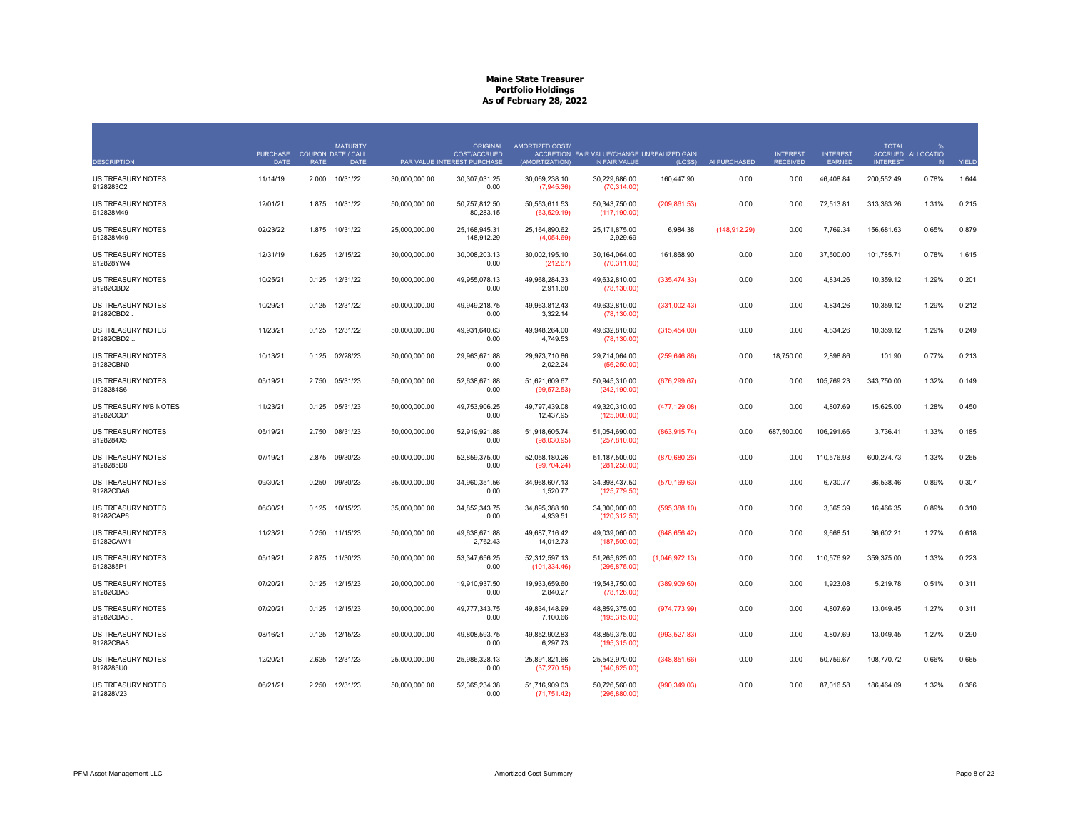# Maine State Treasurer
## Portfolio Holdings
### As of February 28, 2022

| DESCRIPTION | PURCHASE DATE | COUPON RATE | MATURITY DATE / CALL DATE | PAR VALUE | ORIGINAL COST/ACCRUED INTEREST PURCHASE | AMORTIZED COST/ ACCRETION (AMORTIZATION) | FAIR VALUE/CHANGE IN FAIR VALUE | UNREALIZED GAIN (LOSS) | AI PURCHASED | INTEREST RECEIVED | INTEREST EARNED | TOTAL ACCRUED INTEREST | % ALLOCATION | YIELD |
|---|---|---|---|---|---|---|---|---|---|---|---|---|---|---|
| US TREASURY NOTES 9128283C2 | 11/14/19 | 2.000 | 10/31/22 | 30,000,000.00 | 30,307,031.25<br>0.00 | 30,069,238.10<br>(7,945.36) | 30,229,686.00<br>(70,314.00) | 160,447.90 | 0.00 | 0.00 | 46,408.84 | 200,552.49 | 0.78% | 1.644 |
| US TREASURY NOTES 912828M49 | 12/01/21 | 1.875 | 10/31/22 | 50,000,000.00 | 50,757,812.50<br>80,283.15 | 50,553,611.53<br>(63,529.19) | 50,343,750.00<br>(117,190.00) | (209,861.53) | 0.00 | 0.00 | 72,513.81 | 313,363.26 | 1.31% | 0.215 |
| US TREASURY NOTES 912828M49 . | 02/23/22 | 1.875 | 10/31/22 | 25,000,000.00 | 25,168,945.31<br>148,912.29 | 25,164,890.62<br>(4,054.69) | 25,171,875.00<br>2,929.69 | 6,984.38 | (148,912.29) | 0.00 | 7,769.34 | 156,681.63 | 0.65% | 0.879 |
| US TREASURY NOTES 912828YW4 | 12/31/19 | 1.625 | 12/15/22 | 30,000,000.00 | 30,008,203.13<br>0.00 | 30,002,195.10<br>(212.67) | 30,164,064.00<br>(70,311.00) | 161,868.90 | 0.00 | 0.00 | 37,500.00 | 101,785.71 | 0.78% | 1.615 |
| US TREASURY NOTES 91282CBD2 | 10/25/21 | 0.125 | 12/31/22 | 50,000,000.00 | 49,955,078.13<br>0.00 | 49,968,284.33<br>2,911.60 | 49,632,810.00<br>(78,130.00) | (335,474.33) | 0.00 | 0.00 | 4,834.26 | 10,359.12 | 1.29% | 0.201 |
| US TREASURY NOTES 91282CBD2 . | 10/29/21 | 0.125 | 12/31/22 | 50,000,000.00 | 49,949,218.75<br>0.00 | 49,963,812.43<br>3,322.14 | 49,632,810.00<br>(78,130.00) | (331,002.43) | 0.00 | 0.00 | 4,834.26 | 10,359.12 | 1.29% | 0.212 |
| US TREASURY NOTES 91282CBD2 .. | 11/23/21 | 0.125 | 12/31/22 | 50,000,000.00 | 49,931,640.63<br>0.00 | 49,948,264.00<br>4,749.53 | 49,632,810.00<br>(78,130.00) | (315,454.00) | 0.00 | 0.00 | 4,834.26 | 10,359.12 | 1.29% | 0.249 |
| US TREASURY NOTES 91282CBN0 | 10/13/21 | 0.125 | 02/28/23 | 30,000,000.00 | 29,963,671.88<br>0.00 | 29,973,710.86<br>2,022.24 | 29,714,064.00<br>(56,250.00) | (259,646.86) | 0.00 | 18,750.00 | 2,898.86 | 101.90 | 0.77% | 0.213 |
| US TREASURY NOTES 9128284S6 | 05/19/21 | 2.750 | 05/31/23 | 50,000,000.00 | 52,638,671.88<br>0.00 | 51,621,609.67<br>(99,572.53) | 50,945,310.00<br>(242,190.00) | (676,299.67) | 0.00 | 0.00 | 105,769.23 | 343,750.00 | 1.32% | 0.149 |
| US TREASURY N/B NOTES 91282CCD1 | 11/23/21 | 0.125 | 05/31/23 | 50,000,000.00 | 49,753,906.25<br>0.00 | 49,797,439.08<br>12,437.95 | 49,320,310.00<br>(125,000.00) | (477,129.08) | 0.00 | 0.00 | 4,807.69 | 15,625.00 | 1.28% | 0.450 |
| US TREASURY NOTES 9128284X5 | 05/19/21 | 2.750 | 08/31/23 | 50,000,000.00 | 52,919,921.88<br>0.00 | 51,918,605.74<br>(98,030.95) | 51,054,690.00<br>(257,810.00) | (863,915.74) | 0.00 | 687,500.00 | 106,291.66 | 3,736.41 | 1.33% | 0.185 |
| US TREASURY NOTES 9128285D8 | 07/19/21 | 2.875 | 09/30/23 | 50,000,000.00 | 52,859,375.00<br>0.00 | 52,058,180.26<br>(99,704.24) | 51,187,500.00<br>(281,250.00) | (870,680.26) | 0.00 | 0.00 | 110,576.93 | 600,274.73 | 1.33% | 0.265 |
| US TREASURY NOTES 91282CDA6 | 09/30/21 | 0.250 | 09/30/23 | 35,000,000.00 | 34,960,351.56<br>0.00 | 34,968,607.13<br>1,520.77 | 34,398,437.50<br>(125,779.50) | (570,169.63) | 0.00 | 0.00 | 6,730.77 | 36,538.46 | 0.89% | 0.307 |
| US TREASURY NOTES 91282CAP6 | 06/30/21 | 0.125 | 10/15/23 | 35,000,000.00 | 34,852,343.75<br>0.00 | 34,895,388.10<br>4,939.51 | 34,300,000.00<br>(120,312.50) | (595,388.10) | 0.00 | 0.00 | 3,365.39 | 16,466.35 | 0.89% | 0.310 |
| US TREASURY NOTES 91282CAW1 | 11/23/21 | 0.250 | 11/15/23 | 50,000,000.00 | 49,638,671.88<br>2,762.43 | 49,687,716.42<br>14,012.73 | 49,039,060.00<br>(187,500.00) | (648,656.42) | 0.00 | 0.00 | 9,668.51 | 36,602.21 | 1.27% | 0.618 |
| US TREASURY NOTES 9128285P1 | 05/19/21 | 2.875 | 11/30/23 | 50,000,000.00 | 53,347,656.25<br>0.00 | 52,312,597.13<br>(101,334.46) | 51,265,625.00<br>(296,875.00) | (1,046,972.13) | 0.00 | 0.00 | 110,576.92 | 359,375.00 | 1.33% | 0.223 |
| US TREASURY NOTES 91282CBA8 | 07/20/21 | 0.125 | 12/15/23 | 20,000,000.00 | 19,910,937.50<br>0.00 | 19,933,659.60<br>2,840.27 | 19,543,750.00<br>(78,126.00) | (389,909.60) | 0.00 | 0.00 | 1,923.08 | 5,219.78 | 0.51% | 0.311 |
| US TREASURY NOTES 91282CBA8 . | 07/20/21 | 0.125 | 12/15/23 | 50,000,000.00 | 49,777,343.75<br>0.00 | 49,834,148.99<br>7,100.66 | 48,859,375.00<br>(195,315.00) | (974,773.99) | 0.00 | 0.00 | 4,807.69 | 13,049.45 | 1.27% | 0.311 |
| US TREASURY NOTES 91282CBA8 .. | 08/16/21 | 0.125 | 12/15/23 | 50,000,000.00 | 49,808,593.75<br>0.00 | 49,852,902.83<br>6,297.73 | 48,859,375.00<br>(195,315.00) | (993,527.83) | 0.00 | 0.00 | 4,807.69 | 13,049.45 | 1.27% | 0.290 |
| US TREASURY NOTES 9128285U0 | 12/20/21 | 2.625 | 12/31/23 | 25,000,000.00 | 25,986,328.13<br>0.00 | 25,891,821.66<br>(37,270.15) | 25,542,970.00<br>(140,625.00) | (348,851.66) | 0.00 | 0.00 | 50,759.67 | 108,770.72 | 0.66% | 0.665 |
| US TREASURY NOTES 912828V23 | 06/21/21 | 2.250 | 12/31/23 | 50,000,000.00 | 52,365,234.38<br>0.00 | 51,716,909.03<br>(71,751.42) | 50,726,560.00<br>(296,880.00) | (990,349.03) | 0.00 | 0.00 | 87,016.58 | 186,464.09 | 1.32% | 0.366 |

PFM Asset Management LLC — Amortized Cost Summary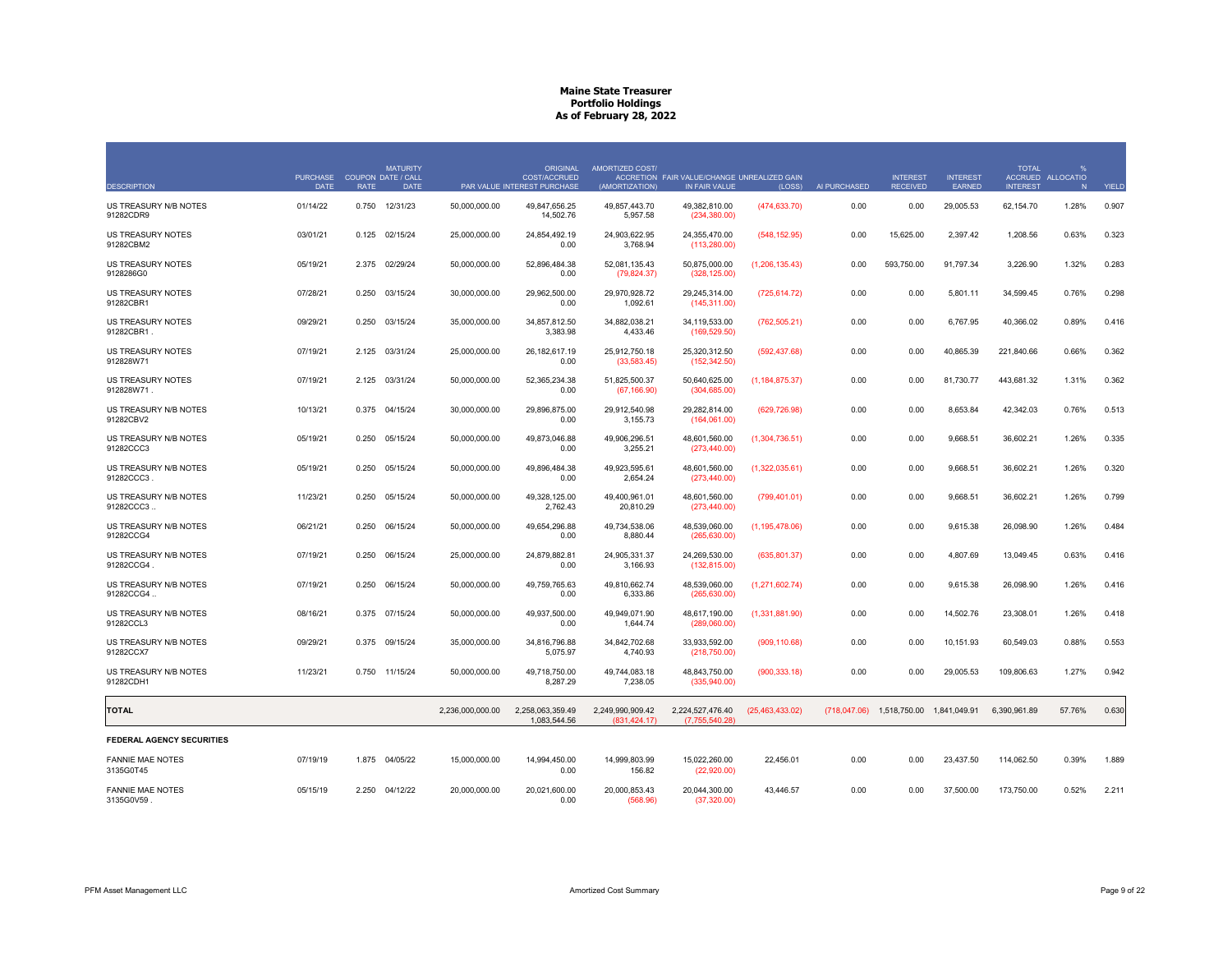# Maine State Treasurer
## Portfolio Holdings
### As of February 28, 2022

| DESCRIPTION | PURCHASE DATE | COUPON RATE | MATURITY DATE / CALL DATE | PAR VALUE | ORIGINAL COST/ACCRUED INTEREST PURCHASE | AMORTIZED COST/ ACCRETION (AMORTIZATION) | FAIR VALUE/CHANGE IN FAIR VALUE | UNREALIZED GAIN (LOSS) | AI PURCHASED | INTEREST RECEIVED | INTEREST EARNED | TOTAL ACCRUED INTEREST | % ALLOCATION | YIELD |
|---|---|---|---|---|---|---|---|---|---|---|---|---|---|---|
| US TREASURY N/B NOTES 91282CDR9 | 01/14/22 | 0.750 | 12/31/23 | 50,000,000.00 | 49,847,656.25 14,502.76 | 49,857,443.70 5,957.58 | 49,382,810.00 (234,380.00) | (474,633.70) | 0.00 | 0.00 | 29,005.53 | 62,154.70 | 1.28% | 0.907 |
| US TREASURY NOTES 91282CBM2 | 03/01/21 | 0.125 | 02/15/24 | 25,000,000.00 | 24,854,492.19 0.00 | 24,903,622.95 3,768.94 | 24,355,470.00 (113,280.00) | (548,152.95) | 0.00 | 15,625.00 | 2,397.42 | 1,208.56 | 0.63% | 0.323 |
| US TREASURY NOTES 9128286G0 | 05/19/21 | 2.375 | 02/29/24 | 50,000,000.00 | 52,896,484.38 0.00 | 52,081,135.43 (79,824.37) | 50,875,000.00 (328,125.00) | (1,206,135.43) | 0.00 | 593,750.00 | 91,797.34 | 3,226.90 | 1.32% | 0.283 |
| US TREASURY NOTES 91282CBR1 | 07/28/21 | 0.250 | 03/15/24 | 30,000,000.00 | 29,962,500.00 0.00 | 29,970,928.72 1,092.61 | 29,245,314.00 (145,311.00) | (725,614.72) | 0.00 | 0.00 | 5,801.11 | 34,599.45 | 0.76% | 0.298 |
| US TREASURY NOTES 91282CBR1 . | 09/29/21 | 0.250 | 03/15/24 | 35,000,000.00 | 34,857,812.50 3,383.98 | 34,882,038.21 4,433.46 | 34,119,533.00 (169,529.50) | (762,505.21) | 0.00 | 0.00 | 6,767.95 | 40,366.02 | 0.89% | 0.416 |
| US TREASURY NOTES 912828W71 | 07/19/21 | 2.125 | 03/31/24 | 25,000,000.00 | 26,182,617.19 0.00 | 25,912,750.18 (33,583.45) | 25,320,312.50 (152,342.50) | (592,437.68) | 0.00 | 0.00 | 40,865.39 | 221,840.66 | 0.66% | 0.362 |
| US TREASURY NOTES 912828W71 . | 07/19/21 | 2.125 | 03/31/24 | 50,000,000.00 | 52,365,234.38 0.00 | 51,825,500.37 (67,166.90) | 50,640,625.00 (304,685.00) | (1,184,875.37) | 0.00 | 0.00 | 81,730.77 | 443,681.32 | 1.31% | 0.362 |
| US TREASURY N/B NOTES 91282CBV2 | 10/13/21 | 0.375 | 04/15/24 | 30,000,000.00 | 29,896,875.00 0.00 | 29,912,540.98 3,155.73 | 29,282,814.00 (164,061.00) | (629,726.98) | 0.00 | 0.00 | 8,653.84 | 42,342.03 | 0.76% | 0.513 |
| US TREASURY N/B NOTES 91282CCC3 | 05/19/21 | 0.250 | 05/15/24 | 50,000,000.00 | 49,873,046.88 0.00 | 49,906,296.51 3,255.21 | 48,601,560.00 (273,440.00) | (1,304,736.51) | 0.00 | 0.00 | 9,668.51 | 36,602.21 | 1.26% | 0.335 |
| US TREASURY N/B NOTES 91282CCC3 . | 05/19/21 | 0.250 | 05/15/24 | 50,000,000.00 | 49,896,484.38 0.00 | 49,923,595.61 2,654.24 | 48,601,560.00 (273,440.00) | (1,322,035.61) | 0.00 | 0.00 | 9,668.51 | 36,602.21 | 1.26% | 0.320 |
| US TREASURY N/B NOTES 91282CCC3 .. | 11/23/21 | 0.250 | 05/15/24 | 50,000,000.00 | 49,328,125.00 2,762.43 | 49,400,961.01 20,810.29 | 48,601,560.00 (273,440.00) | (799,401.01) | 0.00 | 0.00 | 9,668.51 | 36,602.21 | 1.26% | 0.799 |
| US TREASURY N/B NOTES 91282CCG4 | 06/21/21 | 0.250 | 06/15/24 | 50,000,000.00 | 49,654,296.88 0.00 | 49,734,538.06 8,880.44 | 48,539,060.00 (265,630.00) | (1,195,478.06) | 0.00 | 0.00 | 9,615.38 | 26,098.90 | 1.26% | 0.484 |
| US TREASURY N/B NOTES 91282CCG4 . | 07/19/21 | 0.250 | 06/15/24 | 25,000,000.00 | 24,879,882.81 0.00 | 24,905,331.37 3,166.93 | 24,269,530.00 (132,815.00) | (635,801.37) | 0.00 | 0.00 | 4,807.69 | 13,049.45 | 0.63% | 0.416 |
| US TREASURY N/B NOTES 91282CCG4 .. | 07/19/21 | 0.250 | 06/15/24 | 50,000,000.00 | 49,759,765.63 0.00 | 49,810,662.74 6,333.86 | 48,539,060.00 (265,630.00) | (1,271,602.74) | 0.00 | 0.00 | 9,615.38 | 26,098.90 | 1.26% | 0.416 |
| US TREASURY N/B NOTES 91282CCL3 | 08/16/21 | 0.375 | 07/15/24 | 50,000,000.00 | 49,937,500.00 0.00 | 49,949,071.90 1,644.74 | 48,617,190.00 (289,060.00) | (1,331,881.90) | 0.00 | 0.00 | 14,502.76 | 23,308.01 | 1.26% | 0.418 |
| US TREASURY N/B NOTES 91282CCX7 | 09/29/21 | 0.375 | 09/15/24 | 35,000,000.00 | 34,816,796.88 5,075.97 | 34,842,702.68 4,740.93 | 33,933,592.00 (218,750.00) | (909,110.68) | 0.00 | 0.00 | 10,151.93 | 60,549.03 | 0.88% | 0.553 |
| US TREASURY N/B NOTES 91282CDH1 | 11/23/21 | 0.750 | 11/15/24 | 50,000,000.00 | 49,718,750.00 8,287.29 | 49,744,083.18 7,238.05 | 48,843,750.00 (335,940.00) | (900,333.18) | 0.00 | 0.00 | 29,005.53 | 109,806.63 | 1.27% | 0.942 |
| **TOTAL** | | | | 2,236,000,000.00 | 2,258,063,359.49 1,083,544.56 | 2,249,990,909.42 (831,424.17) | 2,224,527,476.40 (7,755,540.28) | (25,463,433.02) | (718,047.06) | 1,518,750.00 | 1,841,049.91 | 6,390,961.89 | 57.76% | 0.630 |
| **FEDERAL AGENCY SECURITIES** | | | | | | | | | | | | | | |
| FANNIE MAE NOTES 3135G0T45 | 07/19/19 | 1.875 | 04/05/22 | 15,000,000.00 | 14,994,450.00 0.00 | 14,999,803.99 156.82 | 15,022,260.00 (22,920.00) | 22,456.01 | 0.00 | 0.00 | 23,437.50 | 114,062.50 | 0.39% | 1.889 |
| FANNIE MAE NOTES 3135G0V59 . | 05/15/19 | 2.250 | 04/12/22 | 20,000,000.00 | 20,021,600.00 0.00 | 20,000,853.43 (568.96) | 20,044,300.00 (37,320.00) | 43,446.57 | 0.00 | 0.00 | 37,500.00 | 173,750.00 | 0.52% | 2.211 |

PFM Asset Management LLC — Amortized Cost Summary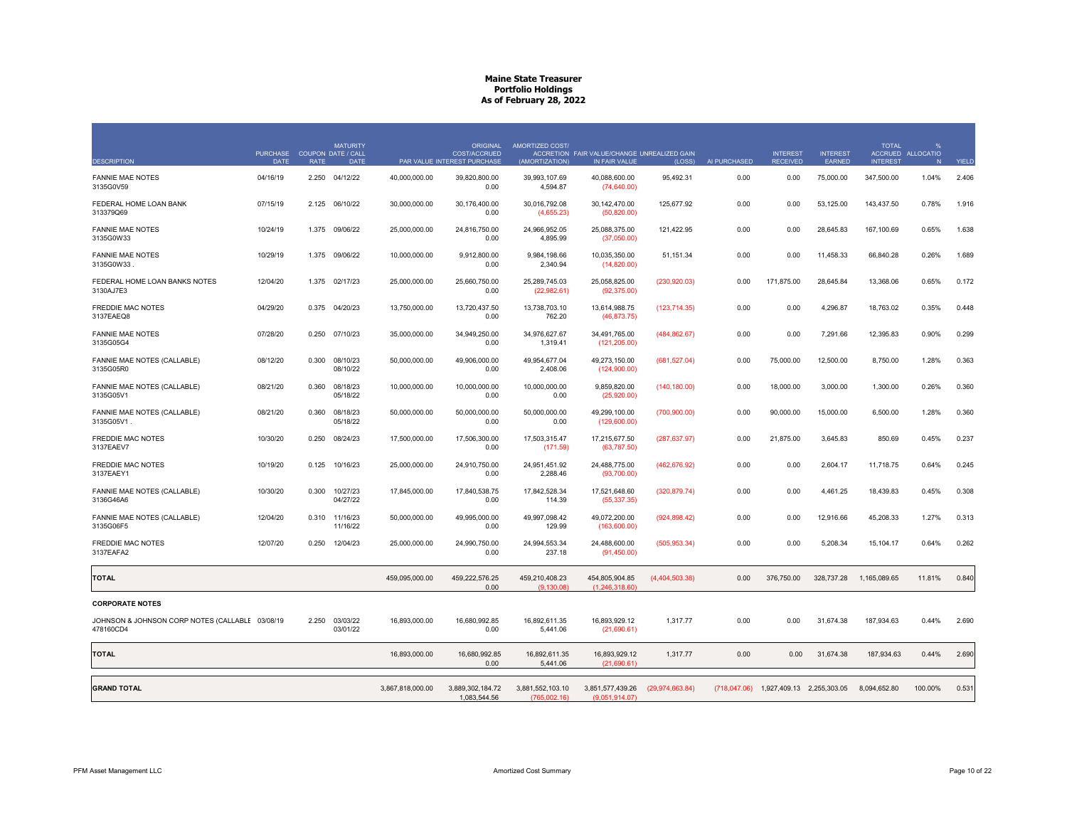# Maine State Treasurer
## Portfolio Holdings
### As of February 28, 2022

| DESCRIPTION | PURCHASE DATE | COUPON RATE | MATURITY DATE / CALL DATE | PAR VALUE | ORIGINAL COST/ACCRUED INTEREST PURCHASE | AMORTIZED COST/ ACCRETION (AMORTIZATION) | FAIR VALUE/CHANGE IN FAIR VALUE | UNREALIZED GAIN (LOSS) | AI PURCHASED | INTEREST RECEIVED | INTEREST EARNED | TOTAL ACCRUED INTEREST | % ALLOCATION | YIELD |
|---|---|---|---|---|---|---|---|---|---|---|---|---|---|---|
| FANNIE MAE NOTES 3135G0V59 | 04/16/19 | 2.250 | 04/12/22 | 40,000,000.00 | 39,820,800.00 0.00 | 39,993,107.69 4,594.87 | 40,088,600.00 (74,640.00) | 95,492.31 | 0.00 | 0.00 | 75,000.00 | 347,500.00 | 1.04% | 2.406 |
| FEDERAL HOME LOAN BANK 313379Q69 | 07/15/19 | 2.125 | 06/10/22 | 30,000,000.00 | 30,176,400.00 0.00 | 30,016,792.08 (4,655.23) | 30,142,470.00 (50,820.00) | 125,677.92 | 0.00 | 0.00 | 53,125.00 | 143,437.50 | 0.78% | 1.916 |
| FANNIE MAE NOTES 3135G0W33 | 10/24/19 | 1.375 | 09/06/22 | 25,000,000.00 | 24,816,750.00 0.00 | 24,966,952.05 4,895.99 | 25,088,375.00 (37,050.00) | 121,422.95 | 0.00 | 0.00 | 28,645.83 | 167,100.69 | 0.65% | 1.638 |
| FANNIE MAE NOTES 3135G0W33 . | 10/29/19 | 1.375 | 09/06/22 | 10,000,000.00 | 9,912,800.00 0.00 | 9,984,198.66 2,340.94 | 10,035,350.00 (14,820.00) | 51,151.34 | 0.00 | 0.00 | 11,458.33 | 66,840.28 | 0.26% | 1.689 |
| FEDERAL HOME LOAN BANKS NOTES 3130AJ7E3 | 12/04/20 | 1.375 | 02/17/23 | 25,000,000.00 | 25,660,750.00 0.00 | 25,289,745.03 (22,982.61) | 25,058,825.00 (92,375.00) | (230,920.03) | 0.00 | 171,875.00 | 28,645.84 | 13,368.06 | 0.65% | 0.172 |
| FREDDIE MAC NOTES 3137EAEQ8 | 04/29/20 | 0.375 | 04/20/23 | 13,750,000.00 | 13,720,437.50 0.00 | 13,738,703.10 762.20 | 13,614,988.75 (46,873.75) | (123,714.35) | 0.00 | 0.00 | 4,296.87 | 18,763.02 | 0.35% | 0.448 |
| FANNIE MAE NOTES 3135G05G4 | 07/28/20 | 0.250 | 07/10/23 | 35,000,000.00 | 34,949,250.00 0.00 | 34,976,627.67 1,319.41 | 34,491,765.00 (121,205.00) | (484,862.67) | 0.00 | 0.00 | 7,291.66 | 12,395.83 | 0.90% | 0.299 |
| FANNIE MAE NOTES (CALLABLE) 3135G05R0 | 08/12/20 | 0.300 | 08/10/23 08/10/22 | 50,000,000.00 | 49,906,000.00 0.00 | 49,954,677.04 2,408.06 | 49,273,150.00 (124,900.00) | (681,527.04) | 0.00 | 75,000.00 | 12,500.00 | 8,750.00 | 1.28% | 0.363 |
| FANNIE MAE NOTES (CALLABLE) 3135G05V1 | 08/21/20 | 0.360 | 08/18/23 05/18/22 | 10,000,000.00 | 10,000,000.00 0.00 | 10,000,000.00 0.00 | 9,859,820.00 (25,920.00) | (140,180.00) | 0.00 | 18,000.00 | 3,000.00 | 1,300.00 | 0.26% | 0.360 |
| FANNIE MAE NOTES (CALLABLE) 3135G05V1 . | 08/21/20 | 0.360 | 08/18/23 05/18/22 | 50,000,000.00 | 50,000,000.00 0.00 | 50,000,000.00 0.00 | 49,299,100.00 (129,600.00) | (700,900.00) | 0.00 | 90,000.00 | 15,000.00 | 6,500.00 | 1.28% | 0.360 |
| FREDDIE MAC NOTES 3137EAEV7 | 10/30/20 | 0.250 | 08/24/23 | 17,500,000.00 | 17,506,300.00 0.00 | 17,503,315.47 (171.59) | 17,215,677.50 (63,787.50) | (287,637.97) | 0.00 | 21,875.00 | 3,645.83 | 850.69 | 0.45% | 0.237 |
| FREDDIE MAC NOTES 3137EAEY1 | 10/19/20 | 0.125 | 10/16/23 | 25,000,000.00 | 24,910,750.00 0.00 | 24,951,451.92 2,288.46 | 24,488,775.00 (93,700.00) | (462,676.92) | 0.00 | 0.00 | 2,604.17 | 11,718.75 | 0.64% | 0.245 |
| FANNIE MAE NOTES (CALLABLE) 3136G46A6 | 10/30/20 | 0.300 | 10/27/23 04/27/22 | 17,845,000.00 | 17,840,538.75 0.00 | 17,842,528.34 114.39 | 17,521,648.60 (55,337.35) | (320,879.74) | 0.00 | 0.00 | 4,461.25 | 18,439.83 | 0.45% | 0.308 |
| FANNIE MAE NOTES (CALLABLE) 3135G06F5 | 12/04/20 | 0.310 | 11/16/23 11/16/22 | 50,000,000.00 | 49,995,000.00 0.00 | 49,997,098.42 129.99 | 49,072,200.00 (163,600.00) | (924,898.42) | 0.00 | 0.00 | 12,916.66 | 45,208.33 | 1.27% | 0.313 |
| FREDDIE MAC NOTES 3137EAFA2 | 12/07/20 | 0.250 | 12/04/23 | 25,000,000.00 | 24,990,750.00 0.00 | 24,994,553.34 237.18 | 24,488,600.00 (91,450.00) | (505,953.34) | 0.00 | 0.00 | 5,208.34 | 15,104.17 | 0.64% | 0.262 |
| **TOTAL** | | | | 459,095,000.00 | 459,222,576.25 0.00 | 459,210,408.23 (9,130.08) | 454,805,904.85 (1,246,318.60) | (4,404,503.38) | 0.00 | 376,750.00 | 328,737.28 | 1,165,089.65 | 11.81% | 0.840 |
| **CORPORATE NOTES** | | | | | | | | | | | | | | |
| JOHNSON & JOHNSON CORP NOTES (CALLABLE 478160CD4 | 03/08/19 | 2.250 | 03/03/22 03/01/22 | 16,893,000.00 | 16,680,992.85 0.00 | 16,892,611.35 5,441.06 | 16,893,929.12 (21,690.61) | 1,317.77 | 0.00 | 0.00 | 31,674.38 | 187,934.63 | 0.44% | 2.690 |
| **TOTAL** | | | | 16,893,000.00 | 16,680,992.85 0.00 | 16,892,611.35 5,441.06 | 16,893,929.12 (21,690.61) | 1,317.77 | 0.00 | 0.00 | 31,674.38 | 187,934.63 | 0.44% | 2.690 |
| **GRAND TOTAL** | | | | 3,867,818,000.00 | 3,889,302,184.72 1,083,544.56 | 3,881,552,103.10 (765,002.16) | 3,851,577,439.26 (9,051,914.07) | (29,974,663.84) | (718,047.06) | 1,927,409.13 | 2,255,303.05 | 8,094,652.80 | 100.00% | 0.531 |

PFM Asset Management LLC — Amortized Cost Summary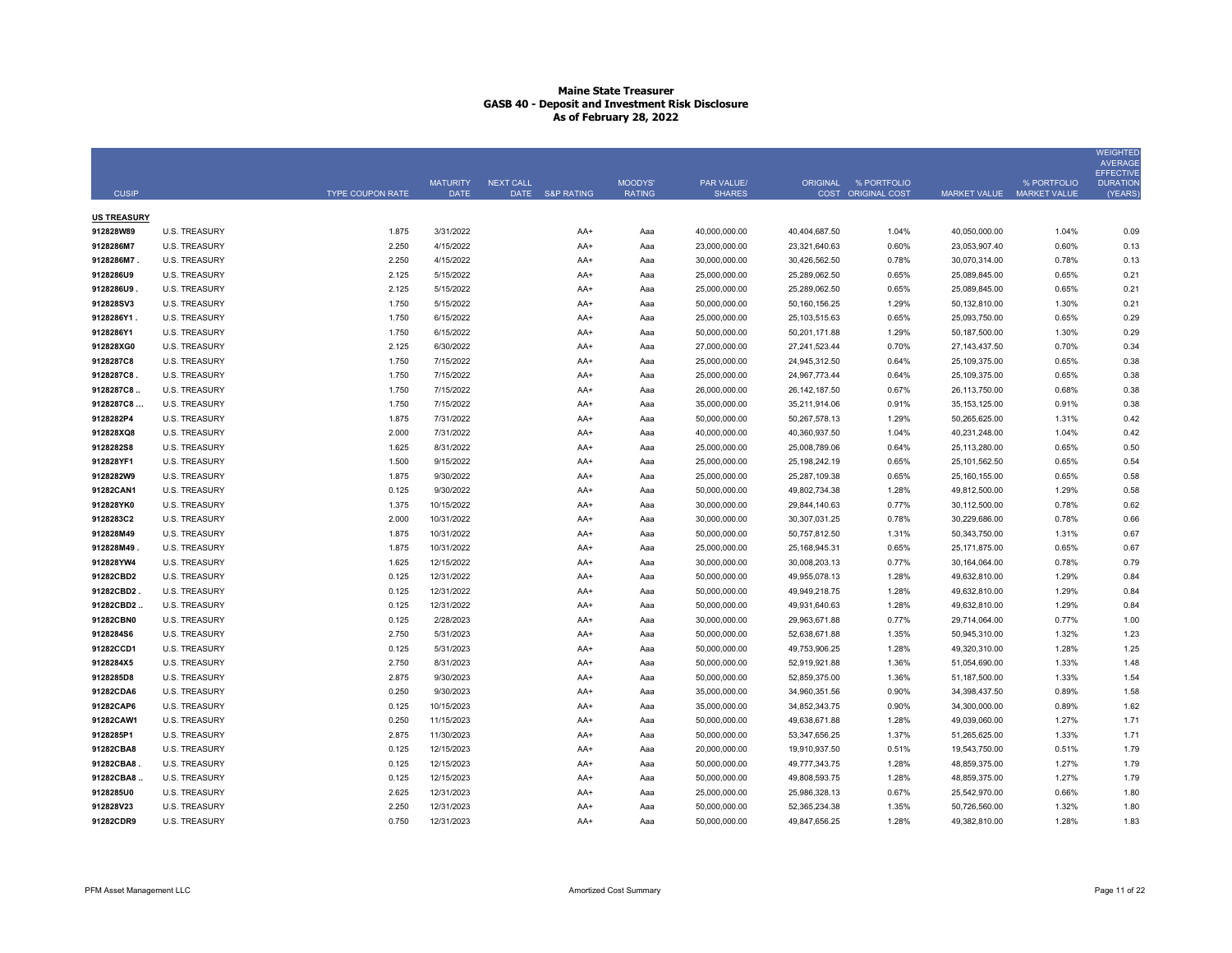# Maine State Treasurer
## GASB 40 - Deposit and Investment Risk Disclosure
## As of February 28, 2022

| CUSIP | TYPE | COUPON RATE | MATURITY DATE | NEXT CALL DATE | S&P RATING | MOODYS' RATING | PAR VALUE/ SHARES | ORIGINAL COST | % PORTFOLIO ORIGINAL COST | MARKET VALUE | % PORTFOLIO MARKET VALUE | WEIGHTED AVERAGE EFFECTIVE DURATION (YEARS) |
|---|---|---|---|---|---|---|---|---|---|---|---|---|
| **US TREASURY** | | | | | | | | | | | | |
| **912828W89** | U.S. TREASURY | 1.875 | 3/31/2022 | | AA+ | Aaa | 40,000,000.00 | 40,404,687.50 | 1.04% | 40,050,000.00 | 1.04% | 0.09 |
| **9128286M7** | U.S. TREASURY | 2.250 | 4/15/2022 | | AA+ | Aaa | 23,000,000.00 | 23,321,640.63 | 0.60% | 23,053,907.40 | 0.60% | 0.13 |
| **9128286M7 .** | U.S. TREASURY | 2.250 | 4/15/2022 | | AA+ | Aaa | 30,000,000.00 | 30,426,562.50 | 0.78% | 30,070,314.00 | 0.78% | 0.13 |
| **9128286U9** | U.S. TREASURY | 2.125 | 5/15/2022 | | AA+ | Aaa | 25,000,000.00 | 25,289,062.50 | 0.65% | 25,089,845.00 | 0.65% | 0.21 |
| **9128286U9 .** | U.S. TREASURY | 2.125 | 5/15/2022 | | AA+ | Aaa | 25,000,000.00 | 25,289,062.50 | 0.65% | 25,089,845.00 | 0.65% | 0.21 |
| **912828SV3** | U.S. TREASURY | 1.750 | 5/15/2022 | | AA+ | Aaa | 50,000,000.00 | 50,160,156.25 | 1.29% | 50,132,810.00 | 1.30% | 0.21 |
| **9128286Y1 .** | U.S. TREASURY | 1.750 | 6/15/2022 | | AA+ | Aaa | 25,000,000.00 | 25,103,515.63 | 0.65% | 25,093,750.00 | 0.65% | 0.29 |
| **9128286Y1** | U.S. TREASURY | 1.750 | 6/15/2022 | | AA+ | Aaa | 50,000,000.00 | 50,201,171.88 | 1.29% | 50,187,500.00 | 1.30% | 0.29 |
| **912828XG0** | U.S. TREASURY | 2.125 | 6/30/2022 | | AA+ | Aaa | 27,000,000.00 | 27,241,523.44 | 0.70% | 27,143,437.50 | 0.70% | 0.34 |
| **9128287C8** | U.S. TREASURY | 1.750 | 7/15/2022 | | AA+ | Aaa | 25,000,000.00 | 24,945,312.50 | 0.64% | 25,109,375.00 | 0.65% | 0.38 |
| **9128287C8 .** | U.S. TREASURY | 1.750 | 7/15/2022 | | AA+ | Aaa | 25,000,000.00 | 24,967,773.44 | 0.64% | 25,109,375.00 | 0.65% | 0.38 |
| **9128287C8 ..** | U.S. TREASURY | 1.750 | 7/15/2022 | | AA+ | Aaa | 26,000,000.00 | 26,142,187.50 | 0.67% | 26,113,750.00 | 0.68% | 0.38 |
| **9128287C8 ...** | U.S. TREASURY | 1.750 | 7/15/2022 | | AA+ | Aaa | 35,000,000.00 | 35,211,914.06 | 0.91% | 35,153,125.00 | 0.91% | 0.38 |
| **9128282P4** | U.S. TREASURY | 1.875 | 7/31/2022 | | AA+ | Aaa | 50,000,000.00 | 50,267,578.13 | 1.29% | 50,265,625.00 | 1.31% | 0.42 |
| **912828XQ8** | U.S. TREASURY | 2.000 | 7/31/2022 | | AA+ | Aaa | 40,000,000.00 | 40,360,937.50 | 1.04% | 40,231,248.00 | 1.04% | 0.42 |
| **9128282S8** | U.S. TREASURY | 1.625 | 8/31/2022 | | AA+ | Aaa | 25,000,000.00 | 25,008,789.06 | 0.64% | 25,113,280.00 | 0.65% | 0.50 |
| **912828YF1** | U.S. TREASURY | 1.500 | 9/15/2022 | | AA+ | Aaa | 25,000,000.00 | 25,198,242.19 | 0.65% | 25,101,562.50 | 0.65% | 0.54 |
| **9128282W9** | U.S. TREASURY | 1.875 | 9/30/2022 | | AA+ | Aaa | 25,000,000.00 | 25,287,109.38 | 0.65% | 25,160,155.00 | 0.65% | 0.58 |
| **91282CAN1** | U.S. TREASURY | 0.125 | 9/30/2022 | | AA+ | Aaa | 50,000,000.00 | 49,802,734.38 | 1.28% | 49,812,500.00 | 1.29% | 0.58 |
| **912828YK0** | U.S. TREASURY | 1.375 | 10/15/2022 | | AA+ | Aaa | 30,000,000.00 | 29,844,140.63 | 0.77% | 30,112,500.00 | 0.78% | 0.62 |
| **9128283C2** | U.S. TREASURY | 2.000 | 10/31/2022 | | AA+ | Aaa | 30,000,000.00 | 30,307,031.25 | 0.78% | 30,229,686.00 | 0.78% | 0.66 |
| **912828M49** | U.S. TREASURY | 1.875 | 10/31/2022 | | AA+ | Aaa | 50,000,000.00 | 50,757,812.50 | 1.31% | 50,343,750.00 | 1.31% | 0.67 |
| **912828M49 .** | U.S. TREASURY | 1.875 | 10/31/2022 | | AA+ | Aaa | 25,000,000.00 | 25,168,945.31 | 0.65% | 25,171,875.00 | 0.65% | 0.67 |
| **912828YW4** | U.S. TREASURY | 1.625 | 12/15/2022 | | AA+ | Aaa | 30,000,000.00 | 30,008,203.13 | 0.77% | 30,164,064.00 | 0.78% | 0.79 |
| **91282CBD2** | U.S. TREASURY | 0.125 | 12/31/2022 | | AA+ | Aaa | 50,000,000.00 | 49,955,078.13 | 1.28% | 49,632,810.00 | 1.29% | 0.84 |
| **91282CBD2 .** | U.S. TREASURY | 0.125 | 12/31/2022 | | AA+ | Aaa | 50,000,000.00 | 49,949,218.75 | 1.28% | 49,632,810.00 | 1.29% | 0.84 |
| **91282CBD2 ..** | U.S. TREASURY | 0.125 | 12/31/2022 | | AA+ | Aaa | 50,000,000.00 | 49,931,640.63 | 1.28% | 49,632,810.00 | 1.29% | 0.84 |
| **91282CBN0** | U.S. TREASURY | 0.125 | 2/28/2023 | | AA+ | Aaa | 30,000,000.00 | 29,963,671.88 | 0.77% | 29,714,064.00 | 0.77% | 1.00 |
| **9128284S6** | U.S. TREASURY | 2.750 | 5/31/2023 | | AA+ | Aaa | 50,000,000.00 | 52,638,671.88 | 1.35% | 50,945,310.00 | 1.32% | 1.23 |
| **91282CCD1** | U.S. TREASURY | 0.125 | 5/31/2023 | | AA+ | Aaa | 50,000,000.00 | 49,753,906.25 | 1.28% | 49,320,310.00 | 1.28% | 1.25 |
| **9128284X5** | U.S. TREASURY | 2.750 | 8/31/2023 | | AA+ | Aaa | 50,000,000.00 | 52,919,921.88 | 1.36% | 51,054,690.00 | 1.33% | 1.48 |
| **9128285D8** | U.S. TREASURY | 2.875 | 9/30/2023 | | AA+ | Aaa | 50,000,000.00 | 52,859,375.00 | 1.36% | 51,187,500.00 | 1.33% | 1.54 |
| **91282CDA6** | U.S. TREASURY | 0.250 | 9/30/2023 | | AA+ | Aaa | 35,000,000.00 | 34,960,351.56 | 0.90% | 34,398,437.50 | 0.89% | 1.58 |
| **91282CAP6** | U.S. TREASURY | 0.125 | 10/15/2023 | | AA+ | Aaa | 35,000,000.00 | 34,852,343.75 | 0.90% | 34,300,000.00 | 0.89% | 1.62 |
| **91282CAW1** | U.S. TREASURY | 0.250 | 11/15/2023 | | AA+ | Aaa | 50,000,000.00 | 49,638,671.88 | 1.28% | 49,039,060.00 | 1.27% | 1.71 |
| **9128285P1** | U.S. TREASURY | 2.875 | 11/30/2023 | | AA+ | Aaa | 50,000,000.00 | 53,347,656.25 | 1.37% | 51,265,625.00 | 1.33% | 1.71 |
| **91282CBA8** | U.S. TREASURY | 0.125 | 12/15/2023 | | AA+ | Aaa | 20,000,000.00 | 19,910,937.50 | 0.51% | 19,543,750.00 | 0.51% | 1.79 |
| **91282CBA8 .** | U.S. TREASURY | 0.125 | 12/15/2023 | | AA+ | Aaa | 50,000,000.00 | 49,777,343.75 | 1.28% | 48,859,375.00 | 1.27% | 1.79 |
| **91282CBA8 ..** | U.S. TREASURY | 0.125 | 12/15/2023 | | AA+ | Aaa | 50,000,000.00 | 49,808,593.75 | 1.28% | 48,859,375.00 | 1.27% | 1.79 |
| **9128285U0** | U.S. TREASURY | 2.625 | 12/31/2023 | | AA+ | Aaa | 25,000,000.00 | 25,986,328.13 | 0.67% | 25,542,970.00 | 0.66% | 1.80 |
| **912828V23** | U.S. TREASURY | 2.250 | 12/31/2023 | | AA+ | Aaa | 50,000,000.00 | 52,365,234.38 | 1.35% | 50,726,560.00 | 1.32% | 1.80 |
| **91282CDR9** | U.S. TREASURY | 0.750 | 12/31/2023 | | AA+ | Aaa | 50,000,000.00 | 49,847,656.25 | 1.28% | 49,382,810.00 | 1.28% | 1.83 |

PFM Asset Management LLC — Amortized Cost Summary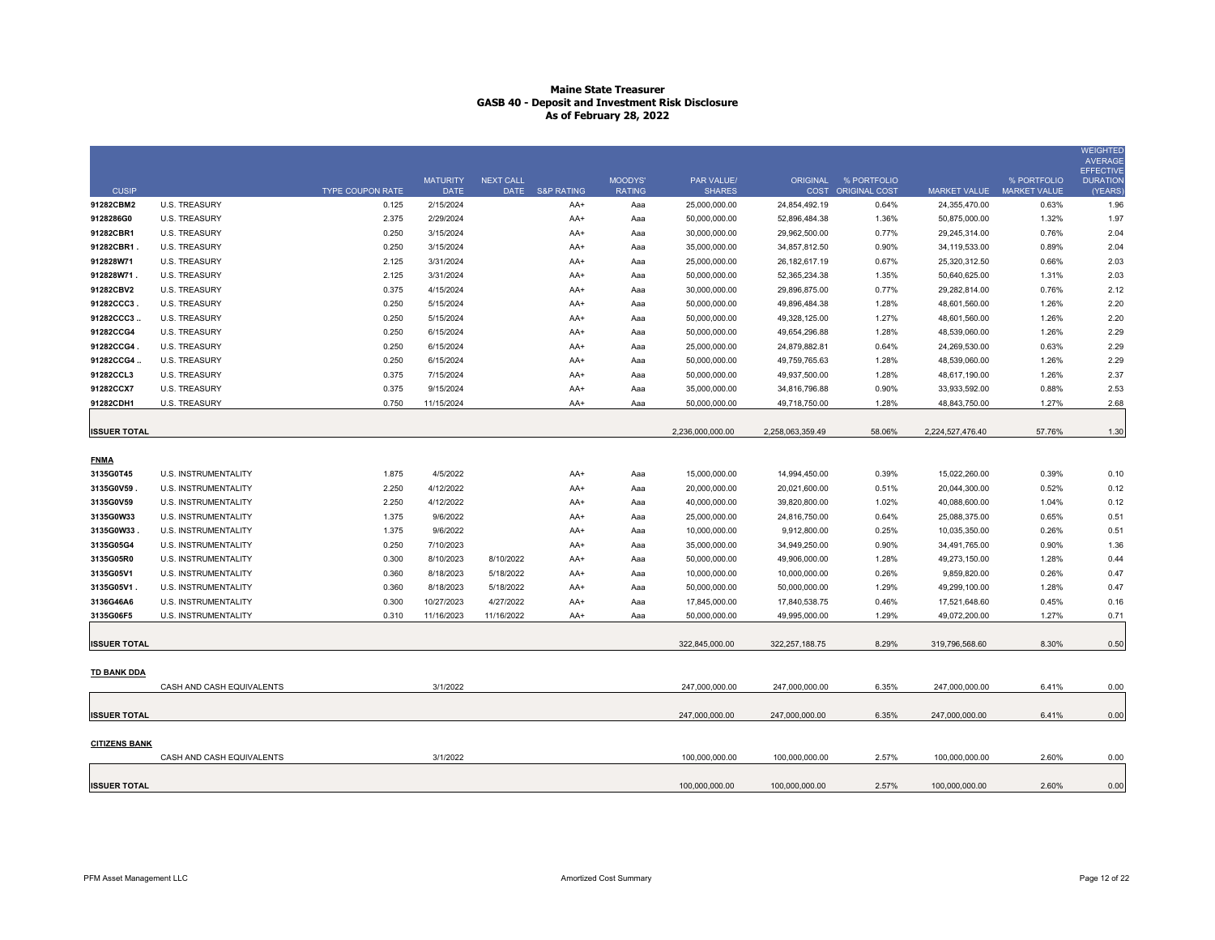# Maine State Treasurer
## GASB 40 - Deposit and Investment Risk Disclosure
### As of February 28, 2022

| CUSIP | | TYPE COUPON RATE | MATURITY DATE | NEXT CALL DATE | S&P RATING | MOODYS' RATING | PAR VALUE/ SHARES | ORIGINAL COST | % PORTFOLIO ORIGINAL COST | MARKET VALUE | % PORTFOLIO MARKET VALUE | WEIGHTED AVERAGE EFFECTIVE DURATION (YEARS) |
|---|---|---|---|---|---|---|---|---|---|---|---|---|
| 91282CBM2 | U.S. TREASURY | 0.125 | 2/15/2024 | | AA+ | Aaa | 25,000,000.00 | 24,854,492.19 | 0.64% | 24,355,470.00 | 0.63% | 1.96 |
| 9128286G0 | U.S. TREASURY | 2.375 | 2/29/2024 | | AA+ | Aaa | 50,000,000.00 | 52,896,484.38 | 1.36% | 50,875,000.00 | 1.32% | 1.97 |
| 91282CBR1 | U.S. TREASURY | 0.250 | 3/15/2024 | | AA+ | Aaa | 30,000,000.00 | 29,962,500.00 | 0.77% | 29,245,314.00 | 0.76% | 2.04 |
| 91282CBR1 . | U.S. TREASURY | 0.250 | 3/15/2024 | | AA+ | Aaa | 35,000,000.00 | 34,857,812.50 | 0.90% | 34,119,533.00 | 0.89% | 2.04 |
| 912828W71 | U.S. TREASURY | 2.125 | 3/31/2024 | | AA+ | Aaa | 25,000,000.00 | 26,182,617.19 | 0.67% | 25,320,312.50 | 0.66% | 2.03 |
| 912828W71 . | U.S. TREASURY | 2.125 | 3/31/2024 | | AA+ | Aaa | 50,000,000.00 | 52,365,234.38 | 1.35% | 50,640,625.00 | 1.31% | 2.03 |
| 91282CBV2 | U.S. TREASURY | 0.375 | 4/15/2024 | | AA+ | Aaa | 30,000,000.00 | 29,896,875.00 | 0.77% | 29,282,814.00 | 0.76% | 2.12 |
| 91282CCC3 . | U.S. TREASURY | 0.250 | 5/15/2024 | | AA+ | Aaa | 50,000,000.00 | 49,896,484.38 | 1.28% | 48,601,560.00 | 1.26% | 2.20 |
| 91282CCC3 .. | U.S. TREASURY | 0.250 | 5/15/2024 | | AA+ | Aaa | 50,000,000.00 | 49,328,125.00 | 1.27% | 48,601,560.00 | 1.26% | 2.20 |
| 91282CCG4 | U.S. TREASURY | 0.250 | 6/15/2024 | | AA+ | Aaa | 50,000,000.00 | 49,654,296.88 | 1.28% | 48,539,060.00 | 1.26% | 2.29 |
| 91282CCG4 . | U.S. TREASURY | 0.250 | 6/15/2024 | | AA+ | Aaa | 25,000,000.00 | 24,879,882.81 | 0.64% | 24,269,530.00 | 0.63% | 2.29 |
| 91282CCG4 .. | U.S. TREASURY | 0.250 | 6/15/2024 | | AA+ | Aaa | 50,000,000.00 | 49,759,765.63 | 1.28% | 48,539,060.00 | 1.26% | 2.29 |
| 91282CCL3 | U.S. TREASURY | 0.375 | 7/15/2024 | | AA+ | Aaa | 50,000,000.00 | 49,937,500.00 | 1.28% | 48,617,190.00 | 1.26% | 2.37 |
| 91282CCX7 | U.S. TREASURY | 0.375 | 9/15/2024 | | AA+ | Aaa | 35,000,000.00 | 34,816,796.88 | 0.90% | 33,933,592.00 | 0.88% | 2.53 |
| 91282CDH1 | U.S. TREASURY | 0.750 | 11/15/2024 | | AA+ | Aaa | 50,000,000.00 | 49,718,750.00 | 1.28% | 48,843,750.00 | 1.27% | 2.68 |
| **ISSUER TOTAL** | | | | | | | 2,236,000,000.00 | 2,258,063,359.49 | 58.06% | 2,224,527,476.40 | 57.76% | 1.30 |
| **FNMA** | | | | | | | | | | | | |
| 3135G0T45 | U.S. INSTRUMENTALITY | 1.875 | 4/5/2022 | | AA+ | Aaa | 15,000,000.00 | 14,994,450.00 | 0.39% | 15,022,260.00 | 0.39% | 0.10 |
| 3135G0V59 . | U.S. INSTRUMENTALITY | 2.250 | 4/12/2022 | | AA+ | Aaa | 20,000,000.00 | 20,021,600.00 | 0.51% | 20,044,300.00 | 0.52% | 0.12 |
| 3135G0V59 | U.S. INSTRUMENTALITY | 2.250 | 4/12/2022 | | AA+ | Aaa | 40,000,000.00 | 39,820,800.00 | 1.02% | 40,088,600.00 | 1.04% | 0.12 |
| 3135G0W33 | U.S. INSTRUMENTALITY | 1.375 | 9/6/2022 | | AA+ | Aaa | 25,000,000.00 | 24,816,750.00 | 0.64% | 25,088,375.00 | 0.65% | 0.51 |
| 3135G0W33 . | U.S. INSTRUMENTALITY | 1.375 | 9/6/2022 | | AA+ | Aaa | 10,000,000.00 | 9,912,800.00 | 0.25% | 10,035,350.00 | 0.26% | 0.51 |
| 3135G05G4 | U.S. INSTRUMENTALITY | 0.250 | 7/10/2023 | | AA+ | Aaa | 35,000,000.00 | 34,949,250.00 | 0.90% | 34,491,765.00 | 0.90% | 1.36 |
| 3135G05R0 | U.S. INSTRUMENTALITY | 0.300 | 8/10/2023 | 8/10/2022 | AA+ | Aaa | 50,000,000.00 | 49,906,000.00 | 1.28% | 49,273,150.00 | 1.28% | 0.44 |
| 3135G05V1 | U.S. INSTRUMENTALITY | 0.360 | 8/18/2023 | 5/18/2022 | AA+ | Aaa | 10,000,000.00 | 10,000,000.00 | 0.26% | 9,859,820.00 | 0.26% | 0.47 |
| 3135G05V1 . | U.S. INSTRUMENTALITY | 0.360 | 8/18/2023 | 5/18/2022 | AA+ | Aaa | 50,000,000.00 | 50,000,000.00 | 1.29% | 49,299,100.00 | 1.28% | 0.47 |
| 3136G46A6 | U.S. INSTRUMENTALITY | 0.300 | 10/27/2023 | 4/27/2022 | AA+ | Aaa | 17,845,000.00 | 17,840,538.75 | 0.46% | 17,521,648.60 | 0.45% | 0.16 |
| 3135G06F5 | U.S. INSTRUMENTALITY | 0.310 | 11/16/2023 | 11/16/2022 | AA+ | Aaa | 50,000,000.00 | 49,995,000.00 | 1.29% | 49,072,200.00 | 1.27% | 0.71 |
| **ISSUER TOTAL** | | | | | | | 322,845,000.00 | 322,257,188.75 | 8.29% | 319,796,568.60 | 8.30% | 0.50 |
| **TD BANK DDA** | | | | | | | | | | | | |
| | CASH AND CASH EQUIVALENTS | | 3/1/2022 | | | | 247,000,000.00 | 247,000,000.00 | 6.35% | 247,000,000.00 | 6.41% | 0.00 |
| **ISSUER TOTAL** | | | | | | | 247,000,000.00 | 247,000,000.00 | 6.35% | 247,000,000.00 | 6.41% | 0.00 |
| **CITIZENS BANK** | | | | | | | | | | | | |
| | CASH AND CASH EQUIVALENTS | | 3/1/2022 | | | | 100,000,000.00 | 100,000,000.00 | 2.57% | 100,000,000.00 | 2.60% | 0.00 |
| **ISSUER TOTAL** | | | | | | | 100,000,000.00 | 100,000,000.00 | 2.57% | 100,000,000.00 | 2.60% | 0.00 |

PFM Asset Management LLC — Amortized Cost Summary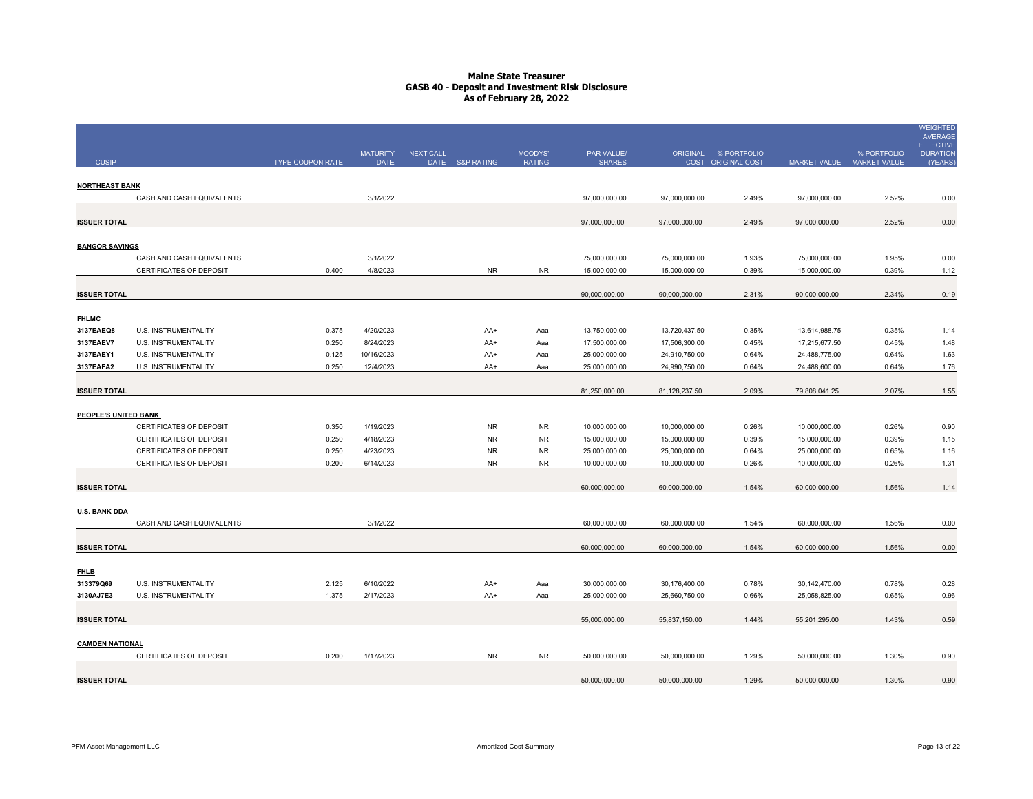# Maine State Treasurer
## GASB 40 - Deposit and Investment Risk Disclosure
### As of February 28, 2022

| CUSIP | TYPE | COUPON RATE | MATURITY DATE | NEXT CALL DATE | S&P RATING | MOODYS' RATING | PAR VALUE/ SHARES | ORIGINAL COST | % PORTFOLIO ORIGINAL COST | MARKET VALUE | % PORTFOLIO MARKET VALUE | WEIGHTED AVERAGE EFFECTIVE DURATION (YEARS) |
|---|---|---|---|---|---|---|---|---|---|---|---|---|
| **NORTHEAST BANK** | | | | | | | | | | | | |
| | CASH AND CASH EQUIVALENTS | | 3/1/2022 | | | | 97,000,000.00 | 97,000,000.00 | 2.49% | 97,000,000.00 | 2.52% | 0.00 |
| **ISSUER TOTAL** | | | | | | | 97,000,000.00 | 97,000,000.00 | 2.49% | 97,000,000.00 | 2.52% | 0.00 |
| **BANGOR SAVINGS** | | | | | | | | | | | | |
| | CASH AND CASH EQUIVALENTS | | 3/1/2022 | | | | 75,000,000.00 | 75,000,000.00 | 1.93% | 75,000,000.00 | 1.95% | 0.00 |
| | CERTIFICATES OF DEPOSIT | 0.400 | 4/8/2023 | | NR | NR | 15,000,000.00 | 15,000,000.00 | 0.39% | 15,000,000.00 | 0.39% | 1.12 |
| **ISSUER TOTAL** | | | | | | | 90,000,000.00 | 90,000,000.00 | 2.31% | 90,000,000.00 | 2.34% | 0.19 |
| **FHLMC** | | | | | | | | | | | | |
| 3137EAEQ8 | U.S. INSTRUMENTALITY | 0.375 | 4/20/2023 | | AA+ | Aaa | 13,750,000.00 | 13,720,437.50 | 0.35% | 13,614,988.75 | 0.35% | 1.14 |
| 3137EAEV7 | U.S. INSTRUMENTALITY | 0.250 | 8/24/2023 | | AA+ | Aaa | 17,500,000.00 | 17,506,300.00 | 0.45% | 17,215,677.50 | 0.45% | 1.48 |
| 3137EAEY1 | U.S. INSTRUMENTALITY | 0.125 | 10/16/2023 | | AA+ | Aaa | 25,000,000.00 | 24,910,750.00 | 0.64% | 24,488,775.00 | 0.64% | 1.63 |
| 3137EAFA2 | U.S. INSTRUMENTALITY | 0.250 | 12/4/2023 | | AA+ | Aaa | 25,000,000.00 | 24,990,750.00 | 0.64% | 24,488,600.00 | 0.64% | 1.76 |
| **ISSUER TOTAL** | | | | | | | 81,250,000.00 | 81,128,237.50 | 2.09% | 79,808,041.25 | 2.07% | 1.55 |
| **PEOPLE'S UNITED BANK** | | | | | | | | | | | | |
| | CERTIFICATES OF DEPOSIT | 0.350 | 1/19/2023 | | NR | NR | 10,000,000.00 | 10,000,000.00 | 0.26% | 10,000,000.00 | 0.26% | 0.90 |
| | CERTIFICATES OF DEPOSIT | 0.250 | 4/18/2023 | | NR | NR | 15,000,000.00 | 15,000,000.00 | 0.39% | 15,000,000.00 | 0.39% | 1.15 |
| | CERTIFICATES OF DEPOSIT | 0.250 | 4/23/2023 | | NR | NR | 25,000,000.00 | 25,000,000.00 | 0.64% | 25,000,000.00 | 0.65% | 1.16 |
| | CERTIFICATES OF DEPOSIT | 0.200 | 6/14/2023 | | NR | NR | 10,000,000.00 | 10,000,000.00 | 0.26% | 10,000,000.00 | 0.26% | 1.31 |
| **ISSUER TOTAL** | | | | | | | 60,000,000.00 | 60,000,000.00 | 1.54% | 60,000,000.00 | 1.56% | 1.14 |
| **U.S. BANK DDA** | | | | | | | | | | | | |
| | CASH AND CASH EQUIVALENTS | | 3/1/2022 | | | | 60,000,000.00 | 60,000,000.00 | 1.54% | 60,000,000.00 | 1.56% | 0.00 |
| **ISSUER TOTAL** | | | | | | | 60,000,000.00 | 60,000,000.00 | 1.54% | 60,000,000.00 | 1.56% | 0.00 |
| **FHLB** | | | | | | | | | | | | |
| 313379Q69 | U.S. INSTRUMENTALITY | 2.125 | 6/10/2022 | | AA+ | Aaa | 30,000,000.00 | 30,176,400.00 | 0.78% | 30,142,470.00 | 0.78% | 0.28 |
| 3130AJ7E3 | U.S. INSTRUMENTALITY | 1.375 | 2/17/2023 | | AA+ | Aaa | 25,000,000.00 | 25,660,750.00 | 0.66% | 25,058,825.00 | 0.65% | 0.96 |
| **ISSUER TOTAL** | | | | | | | 55,000,000.00 | 55,837,150.00 | 1.44% | 55,201,295.00 | 1.43% | 0.59 |
| **CAMDEN NATIONAL** | | | | | | | | | | | | |
| | CERTIFICATES OF DEPOSIT | 0.200 | 1/17/2023 | | NR | NR | 50,000,000.00 | 50,000,000.00 | 1.29% | 50,000,000.00 | 1.30% | 0.90 |
| **ISSUER TOTAL** | | | | | | | 50,000,000.00 | 50,000,000.00 | 1.29% | 50,000,000.00 | 1.30% | 0.90 |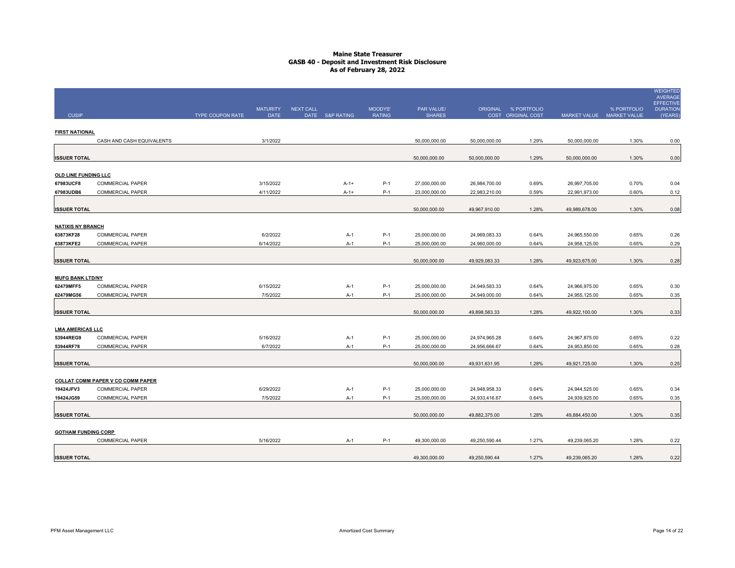# Maine State Treasurer
## GASB 40 - Deposit and Investment Risk Disclosure
### As of February 28, 2022

| CUSIP | TYPE | COUPON RATE | MATURITY DATE | NEXT CALL DATE | S&P RATING | MOODYS' RATING | PAR VALUE/ SHARES | ORIGINAL COST | % PORTFOLIO ORIGINAL COST | MARKET VALUE | % PORTFOLIO MARKET VALUE | WEIGHTED AVERAGE EFFECTIVE DURATION (YEARS) |
|---|---|---|---|---|---|---|---|---|---|---|---|---|
| **FIRST NATIONAL** | | | | | | | | | | | | |
| | CASH AND CASH EQUIVALENTS | | 3/1/2022 | | | | 50,000,000.00 | 50,000,000.00 | 1.29% | 50,000,000.00 | 1.30% | 0.00 |
| **ISSUER TOTAL** | | | | | | | 50,000,000.00 | 50,000,000.00 | 1.29% | 50,000,000.00 | 1.30% | 0.00 |
| **OLD LINE FUNDING LLC** | | | | | | | | | | | | |
| 67983UCF8 | COMMERCIAL PAPER | | 3/15/2022 | | A-1+ | P-1 | 27,000,000.00 | 26,984,700.00 | 0.69% | 26,997,705.00 | 0.70% | 0.04 |
| 67983UDB6 | COMMERCIAL PAPER | | 4/11/2022 | | A-1+ | P-1 | 23,000,000.00 | 22,983,210.00 | 0.59% | 22,991,973.00 | 0.60% | 0.12 |
| **ISSUER TOTAL** | | | | | | | 50,000,000.00 | 49,967,910.00 | 1.28% | 49,989,678.00 | 1.30% | 0.08 |
| **NATIXIS NY BRANCH** | | | | | | | | | | | | |
| 63873KF28 | COMMERCIAL PAPER | | 6/2/2022 | | A-1 | P-1 | 25,000,000.00 | 24,969,083.33 | 0.64% | 24,965,550.00 | 0.65% | 0.26 |
| 63873KFE2 | COMMERCIAL PAPER | | 6/14/2022 | | A-1 | P-1 | 25,000,000.00 | 24,960,000.00 | 0.64% | 24,958,125.00 | 0.65% | 0.29 |
| **ISSUER TOTAL** | | | | | | | 50,000,000.00 | 49,929,083.33 | 1.28% | 49,923,675.00 | 1.30% | 0.28 |
| **MUFG BANK LTD/NY** | | | | | | | | | | | | |
| 62479MFF5 | COMMERCIAL PAPER | | 6/15/2022 | | A-1 | P-1 | 25,000,000.00 | 24,949,583.33 | 0.64% | 24,966,975.00 | 0.65% | 0.30 |
| 62479MG56 | COMMERCIAL PAPER | | 7/5/2022 | | A-1 | P-1 | 25,000,000.00 | 24,949,000.00 | 0.64% | 24,955,125.00 | 0.65% | 0.35 |
| **ISSUER TOTAL** | | | | | | | 50,000,000.00 | 49,898,583.33 | 1.28% | 49,922,100.00 | 1.30% | 0.33 |
| **LMA AMERICAS LLC** | | | | | | | | | | | | |
| 53944REG9 | COMMERCIAL PAPER | | 5/16/2022 | | A-1 | P-1 | 25,000,000.00 | 24,974,965.28 | 0.64% | 24,967,875.00 | 0.65% | 0.22 |
| 53944RF78 | COMMERCIAL PAPER | | 6/7/2022 | | A-1 | P-1 | 25,000,000.00 | 24,956,666.67 | 0.64% | 24,953,850.00 | 0.65% | 0.28 |
| **ISSUER TOTAL** | | | | | | | 50,000,000.00 | 49,931,631.95 | 1.28% | 49,921,725.00 | 1.30% | 0.25 |
| **COLLAT COMM PAPER V CO COMM PAPER** | | | | | | | | | | | | |
| 19424JFV3 | COMMERCIAL PAPER | | 6/29/2022 | | A-1 | P-1 | 25,000,000.00 | 24,948,958.33 | 0.64% | 24,944,525.00 | 0.65% | 0.34 |
| 19424JG59 | COMMERCIAL PAPER | | 7/5/2022 | | A-1 | P-1 | 25,000,000.00 | 24,933,416.67 | 0.64% | 24,939,925.00 | 0.65% | 0.35 |
| **ISSUER TOTAL** | | | | | | | 50,000,000.00 | 49,882,375.00 | 1.28% | 49,884,450.00 | 1.30% | 0.35 |
| **GOTHAM FUNDING CORP** | | | | | | | | | | | | |
| | COMMERCIAL PAPER | | 5/16/2022 | | A-1 | P-1 | 49,300,000.00 | 49,250,590.44 | 1.27% | 49,239,065.20 | 1.28% | 0.22 |
| **ISSUER TOTAL** | | | | | | | 49,300,000.00 | 49,250,590.44 | 1.27% | 49,239,065.20 | 1.28% | 0.22 |

PFM Asset Management LLC — Amortized Cost Summary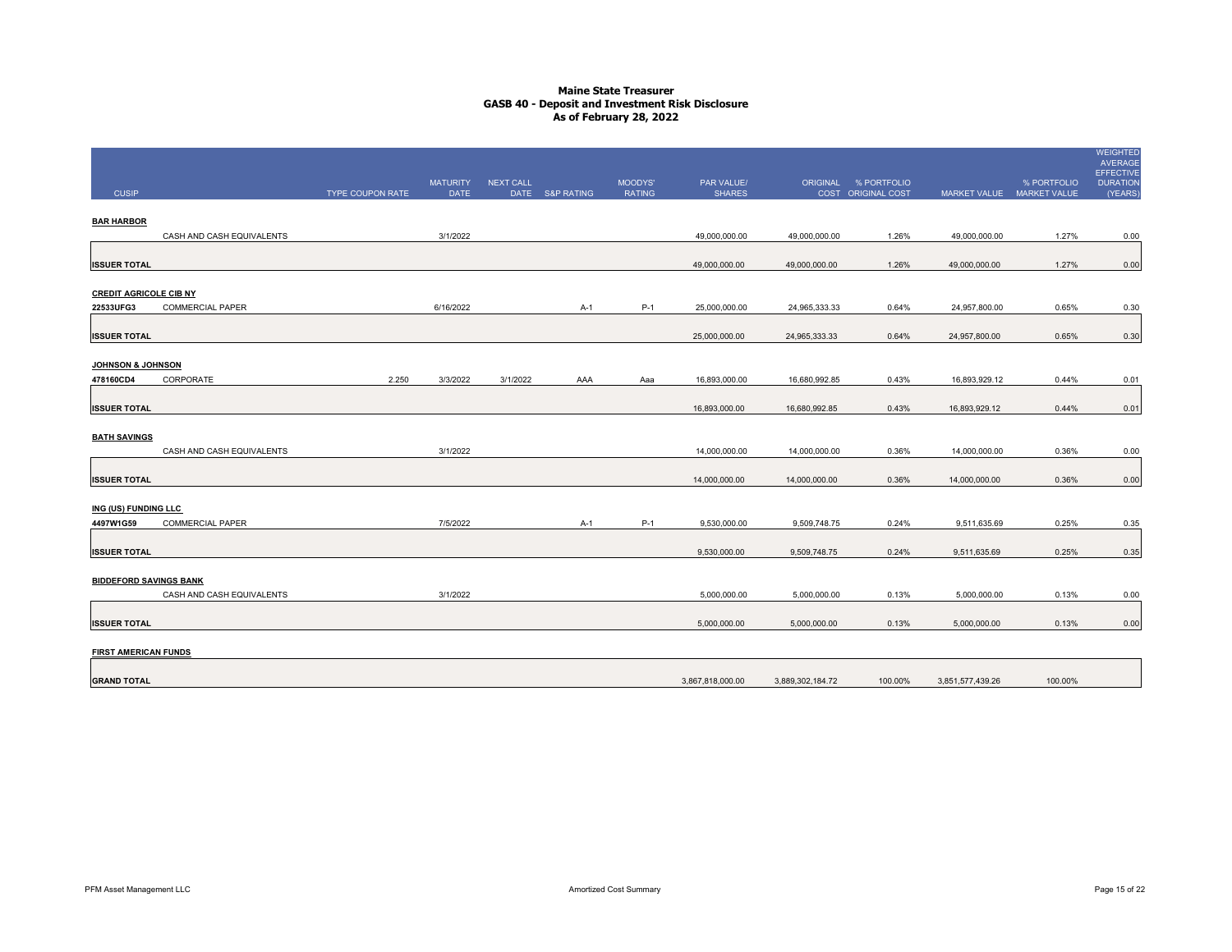# Maine State Treasurer
## GASB 40 - Deposit and Investment Risk Disclosure
### As of February 28, 2022

| CUSIP | | TYPE | COUPON RATE | MATURITY DATE | NEXT CALL DATE | S&P RATING | MOODYS' RATING | PAR VALUE/ SHARES | ORIGINAL COST | % PORTFOLIO ORIGINAL COST | MARKET VALUE | % PORTFOLIO MARKET VALUE | WEIGHTED AVERAGE EFFECTIVE DURATION (YEARS) |
|---|---|---|---|---|---|---|---|---|---|---|---|---|---|
| **BAR HARBOR** | | | | | | | | | | | | | |
| | CASH AND CASH EQUIVALENTS | | | 3/1/2022 | | | | 49,000,000.00 | 49,000,000.00 | 1.26% | 49,000,000.00 | 1.27% | 0.00 |
| **ISSUER TOTAL** | | | | | | | | 49,000,000.00 | 49,000,000.00 | 1.26% | 49,000,000.00 | 1.27% | 0.00 |
| **CREDIT AGRICOLE CIB NY** | | | | | | | | | | | | | |
| 22533UFG3 | COMMERCIAL PAPER | | | 6/16/2022 | | A-1 | P-1 | 25,000,000.00 | 24,965,333.33 | 0.64% | 24,957,800.00 | 0.65% | 0.30 |
| **ISSUER TOTAL** | | | | | | | | 25,000,000.00 | 24,965,333.33 | 0.64% | 24,957,800.00 | 0.65% | 0.30 |
| **JOHNSON & JOHNSON** | | | | | | | | | | | | | |
| 478160CD4 | CORPORATE | | 2.250 | 3/3/2022 | 3/1/2022 | AAA | Aaa | 16,893,000.00 | 16,680,992.85 | 0.43% | 16,893,929.12 | 0.44% | 0.01 |
| **ISSUER TOTAL** | | | | | | | | 16,893,000.00 | 16,680,992.85 | 0.43% | 16,893,929.12 | 0.44% | 0.01 |
| **BATH SAVINGS** | | | | | | | | | | | | | |
| | CASH AND CASH EQUIVALENTS | | | 3/1/2022 | | | | 14,000,000.00 | 14,000,000.00 | 0.36% | 14,000,000.00 | 0.36% | 0.00 |
| **ISSUER TOTAL** | | | | | | | | 14,000,000.00 | 14,000,000.00 | 0.36% | 14,000,000.00 | 0.36% | 0.00 |
| **ING (US) FUNDING LLC** | | | | | | | | | | | | | |
| 4497W1G59 | COMMERCIAL PAPER | | | 7/5/2022 | | A-1 | P-1 | 9,530,000.00 | 9,509,748.75 | 0.24% | 9,511,635.69 | 0.25% | 0.35 |
| **ISSUER TOTAL** | | | | | | | | 9,530,000.00 | 9,509,748.75 | 0.24% | 9,511,635.69 | 0.25% | 0.35 |
| **BIDDEFORD SAVINGS BANK** | | | | | | | | | | | | | |
| | CASH AND CASH EQUIVALENTS | | | 3/1/2022 | | | | 5,000,000.00 | 5,000,000.00 | 0.13% | 5,000,000.00 | 0.13% | 0.00 |
| **ISSUER TOTAL** | | | | | | | | 5,000,000.00 | 5,000,000.00 | 0.13% | 5,000,000.00 | 0.13% | 0.00 |
| **FIRST AMERICAN FUNDS** | | | | | | | | | | | | | |
| **GRAND TOTAL** | | | | | | | | 3,867,818,000.00 | 3,889,302,184.72 | 100.00% | 3,851,577,439.26 | 100.00% | |

PFM Asset Management LLC

Amortized Cost Summary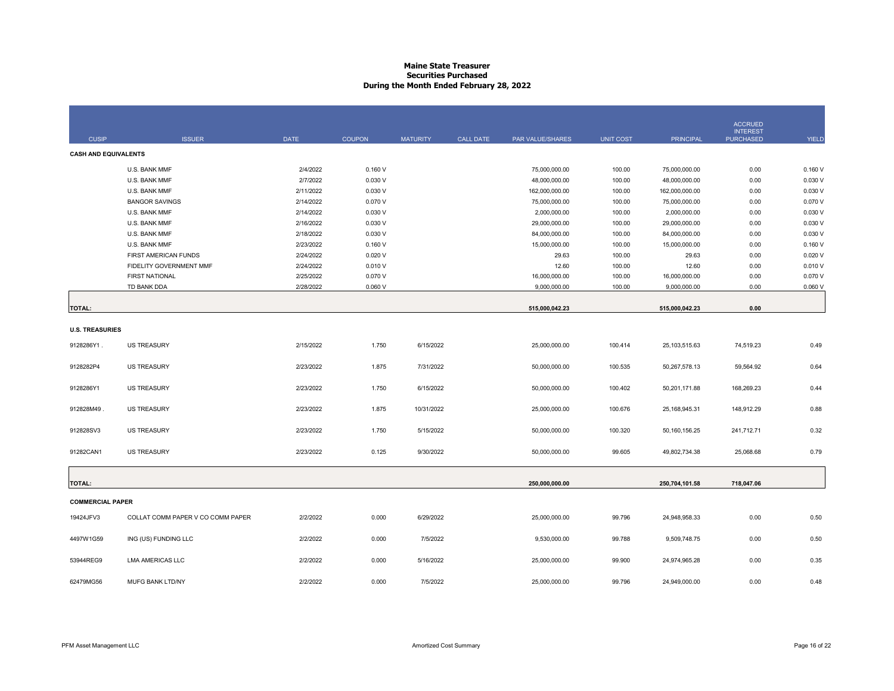# Maine State Treasurer
## Securities Purchased
## During the Month Ended February 28, 2022

| CUSIP | ISSUER | DATE | COUPON | MATURITY | CALL DATE | PAR VALUE/SHARES | UNIT COST | PRINCIPAL | ACCRUED INTEREST PURCHASED | YIELD |
|---|---|---|---|---|---|---|---|---|---|---|
| **CASH AND EQUIVALENTS** | | | | | | | | | | |
| | U.S. BANK MMF | 2/4/2022 | 0.160 V | | | 75,000,000.00 | 100.00 | 75,000,000.00 | 0.00 | 0.160 V |
| | U.S. BANK MMF | 2/7/2022 | 0.030 V | | | 48,000,000.00 | 100.00 | 48,000,000.00 | 0.00 | 0.030 V |
| | U.S. BANK MMF | 2/11/2022 | 0.030 V | | | 162,000,000.00 | 100.00 | 162,000,000.00 | 0.00 | 0.030 V |
| | BANGOR SAVINGS | 2/14/2022 | 0.070 V | | | 75,000,000.00 | 100.00 | 75,000,000.00 | 0.00 | 0.070 V |
| | U.S. BANK MMF | 2/14/2022 | 0.030 V | | | 2,000,000.00 | 100.00 | 2,000,000.00 | 0.00 | 0.030 V |
| | U.S. BANK MMF | 2/16/2022 | 0.030 V | | | 29,000,000.00 | 100.00 | 29,000,000.00 | 0.00 | 0.030 V |
| | U.S. BANK MMF | 2/18/2022 | 0.030 V | | | 84,000,000.00 | 100.00 | 84,000,000.00 | 0.00 | 0.030 V |
| | U.S. BANK MMF | 2/23/2022 | 0.160 V | | | 15,000,000.00 | 100.00 | 15,000,000.00 | 0.00 | 0.160 V |
| | FIRST AMERICAN FUNDS | 2/24/2022 | 0.020 V | | | 29.63 | 100.00 | 29.63 | 0.00 | 0.020 V |
| | FIDELITY GOVERNMENT MMF | 2/24/2022 | 0.010 V | | | 12.60 | 100.00 | 12.60 | 0.00 | 0.010 V |
| | FIRST NATIONAL | 2/25/2022 | 0.070 V | | | 16,000,000.00 | 100.00 | 16,000,000.00 | 0.00 | 0.070 V |
| | TD BANK DDA | 2/28/2022 | 0.060 V | | | 9,000,000.00 | 100.00 | 9,000,000.00 | 0.00 | 0.060 V |
| **TOTAL:** | | | | | | **515,000,042.23** | | **515,000,042.23** | **0.00** | |
| **U.S. TREASURIES** | | | | | | | | | | |
| 9128286Y1 . | US TREASURY | 2/15/2022 | 1.750 | 6/15/2022 | | 25,000,000.00 | 100.414 | 25,103,515.63 | 74,519.23 | 0.49 |
| 9128282P4 | US TREASURY | 2/23/2022 | 1.875 | 7/31/2022 | | 50,000,000.00 | 100.535 | 50,267,578.13 | 59,564.92 | 0.64 |
| 9128286Y1 | US TREASURY | 2/23/2022 | 1.750 | 6/15/2022 | | 50,000,000.00 | 100.402 | 50,201,171.88 | 168,269.23 | 0.44 |
| 912828M49 . | US TREASURY | 2/23/2022 | 1.875 | 10/31/2022 | | 25,000,000.00 | 100.676 | 25,168,945.31 | 148,912.29 | 0.88 |
| 912828SV3 | US TREASURY | 2/23/2022 | 1.750 | 5/15/2022 | | 50,000,000.00 | 100.320 | 50,160,156.25 | 241,712.71 | 0.32 |
| 91282CAN1 | US TREASURY | 2/23/2022 | 0.125 | 9/30/2022 | | 50,000,000.00 | 99.605 | 49,802,734.38 | 25,068.68 | 0.79 |
| **TOTAL:** | | | | | | **250,000,000.00** | | **250,704,101.58** | **718,047.06** | |
| **COMMERCIAL PAPER** | | | | | | | | | | |
| 19424JFV3 | COLLAT COMM PAPER V CO COMM PAPER | 2/2/2022 | 0.000 | 6/29/2022 | | 25,000,000.00 | 99.796 | 24,948,958.33 | 0.00 | 0.50 |
| 4497W1G59 | ING (US) FUNDING LLC | 2/2/2022 | 0.000 | 7/5/2022 | | 9,530,000.00 | 99.788 | 9,509,748.75 | 0.00 | 0.50 |
| 53944REG9 | LMA AMERICAS LLC | 2/2/2022 | 0.000 | 5/16/2022 | | 25,000,000.00 | 99.900 | 24,974,965.28 | 0.00 | 0.35 |
| 62479MG56 | MUFG BANK LTD/NY | 2/2/2022 | 0.000 | 7/5/2022 | | 25,000,000.00 | 99.796 | 24,949,000.00 | 0.00 | 0.48 |

PFM Asset Management LLC — Amortized Cost Summary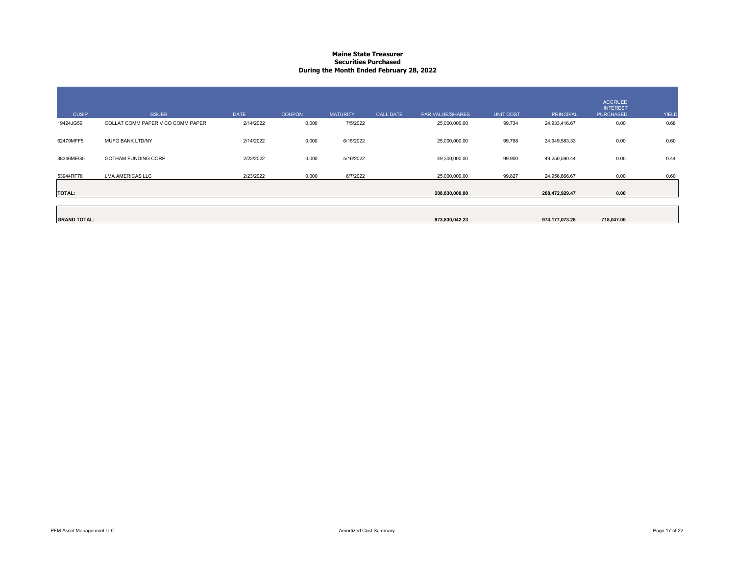# Maine State Treasurer
## Securities Purchased
## During the Month Ended February 28, 2022

| CUSIP | ISSUER | DATE | COUPON | MATURITY | CALL DATE | PAR VALUE/SHARES | UNIT COST | PRINCIPAL | ACCRUED INTEREST PURCHASED | YIELD |
|---|---|---|---|---|---|---|---|---|---|---|
| 19424JG59 | COLLAT COMM PAPER V CO COMM PAPER | 2/14/2022 | 0.000 | 7/5/2022 | | 25,000,000.00 | 99.734 | 24,933,416.67 | 0.00 | 0.68 |
| 62479MFF5 | MUFG BANK LTD/NY | 2/14/2022 | 0.000 | 6/15/2022 | | 25,000,000.00 | 99.798 | 24,949,583.33 | 0.00 | 0.60 |
| 38346MEG5 | GOTHAM FUNDING CORP | 2/23/2022 | 0.000 | 5/16/2022 | | 49,300,000.00 | 99.900 | 49,250,590.44 | 0.00 | 0.44 |
| 53944RF78 | LMA AMERICAS LLC | 2/23/2022 | 0.000 | 6/7/2022 | | 25,000,000.00 | 99.827 | 24,956,666.67 | 0.00 | 0.60 |
| **TOTAL:** | | | | | | **208,830,000.00** | | **208,472,929.47** | **0.00** | |
| **GRAND TOTAL:** | | | | | | **973,830,042.23** | | **974,177,073.28** | **718,047.06** | |

PFM Asset Management LLC

Amortized Cost Summary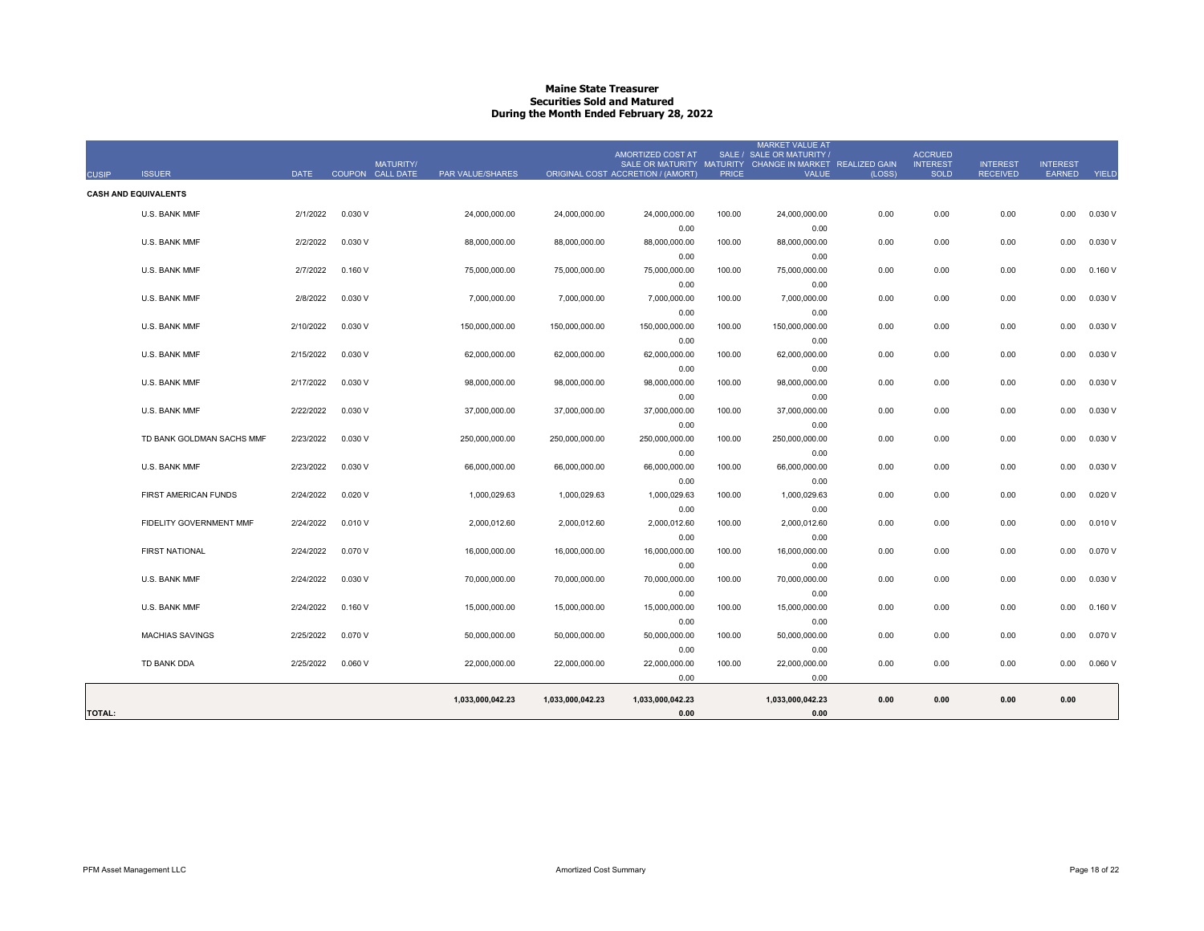# Maine State Treasurer
## Securities Sold and Matured
### During the Month Ended February 28, 2022

| CUSIP | ISSUER | DATE | COUPON | MATURITY/ CALL DATE | PAR VALUE/SHARES | ORIGINAL COST | AMORTIZED COST AT SALE OR MATURITY ACCRETION / (AMORT) | SALE / MATURITY PRICE | MARKET VALUE AT SALE OR MATURITY / CHANGE IN MARKET VALUE | REALIZED GAIN (LOSS) | ACCRUED INTEREST SOLD | INTEREST RECEIVED | INTEREST EARNED | YIELD |
|---|---|---|---|---|---|---|---|---|---|---|---|---|---|---|
| **CASH AND EQUIVALENTS** | | | | | | | | | | | | | | |
| | U.S. BANK MMF | 2/1/2022 | 0.030 V | | 24,000,000.00 | 24,000,000.00 | 24,000,000.00<br>0.00 | 100.00 | 24,000,000.00<br>0.00 | 0.00 | 0.00 | 0.00 | 0.00 | 0.030 V |
| | U.S. BANK MMF | 2/2/2022 | 0.030 V | | 88,000,000.00 | 88,000,000.00 | 88,000,000.00<br>0.00 | 100.00 | 88,000,000.00<br>0.00 | 0.00 | 0.00 | 0.00 | 0.00 | 0.030 V |
| | U.S. BANK MMF | 2/7/2022 | 0.160 V | | 75,000,000.00 | 75,000,000.00 | 75,000,000.00<br>0.00 | 100.00 | 75,000,000.00<br>0.00 | 0.00 | 0.00 | 0.00 | 0.00 | 0.160 V |
| | U.S. BANK MMF | 2/8/2022 | 0.030 V | | 7,000,000.00 | 7,000,000.00 | 7,000,000.00<br>0.00 | 100.00 | 7,000,000.00<br>0.00 | 0.00 | 0.00 | 0.00 | 0.00 | 0.030 V |
| | U.S. BANK MMF | 2/10/2022 | 0.030 V | | 150,000,000.00 | 150,000,000.00 | 150,000,000.00<br>0.00 | 100.00 | 150,000,000.00<br>0.00 | 0.00 | 0.00 | 0.00 | 0.00 | 0.030 V |
| | U.S. BANK MMF | 2/15/2022 | 0.030 V | | 62,000,000.00 | 62,000,000.00 | 62,000,000.00<br>0.00 | 100.00 | 62,000,000.00<br>0.00 | 0.00 | 0.00 | 0.00 | 0.00 | 0.030 V |
| | U.S. BANK MMF | 2/17/2022 | 0.030 V | | 98,000,000.00 | 98,000,000.00 | 98,000,000.00<br>0.00 | 100.00 | 98,000,000.00<br>0.00 | 0.00 | 0.00 | 0.00 | 0.00 | 0.030 V |
| | U.S. BANK MMF | 2/22/2022 | 0.030 V | | 37,000,000.00 | 37,000,000.00 | 37,000,000.00<br>0.00 | 100.00 | 37,000,000.00<br>0.00 | 0.00 | 0.00 | 0.00 | 0.00 | 0.030 V |
| | TD BANK GOLDMAN SACHS MMF | 2/23/2022 | 0.030 V | | 250,000,000.00 | 250,000,000.00 | 250,000,000.00<br>0.00 | 100.00 | 250,000,000.00<br>0.00 | 0.00 | 0.00 | 0.00 | 0.00 | 0.030 V |
| | U.S. BANK MMF | 2/23/2022 | 0.030 V | | 66,000,000.00 | 66,000,000.00 | 66,000,000.00<br>0.00 | 100.00 | 66,000,000.00<br>0.00 | 0.00 | 0.00 | 0.00 | 0.00 | 0.030 V |
| | FIRST AMERICAN FUNDS | 2/24/2022 | 0.020 V | | 1,000,029.63 | 1,000,029.63 | 1,000,029.63<br>0.00 | 100.00 | 1,000,029.63<br>0.00 | 0.00 | 0.00 | 0.00 | 0.00 | 0.020 V |
| | FIDELITY GOVERNMENT MMF | 2/24/2022 | 0.010 V | | 2,000,012.60 | 2,000,012.60 | 2,000,012.60<br>0.00 | 100.00 | 2,000,012.60<br>0.00 | 0.00 | 0.00 | 0.00 | 0.00 | 0.010 V |
| | FIRST NATIONAL | 2/24/2022 | 0.070 V | | 16,000,000.00 | 16,000,000.00 | 16,000,000.00<br>0.00 | 100.00 | 16,000,000.00<br>0.00 | 0.00 | 0.00 | 0.00 | 0.00 | 0.070 V |
| | U.S. BANK MMF | 2/24/2022 | 0.030 V | | 70,000,000.00 | 70,000,000.00 | 70,000,000.00<br>0.00 | 100.00 | 70,000,000.00<br>0.00 | 0.00 | 0.00 | 0.00 | 0.00 | 0.030 V |
| | U.S. BANK MMF | 2/24/2022 | 0.160 V | | 15,000,000.00 | 15,000,000.00 | 15,000,000.00<br>0.00 | 100.00 | 15,000,000.00<br>0.00 | 0.00 | 0.00 | 0.00 | 0.00 | 0.160 V |
| | MACHIAS SAVINGS | 2/25/2022 | 0.070 V | | 50,000,000.00 | 50,000,000.00 | 50,000,000.00<br>0.00 | 100.00 | 50,000,000.00<br>0.00 | 0.00 | 0.00 | 0.00 | 0.00 | 0.070 V |
| | TD BANK DDA | 2/25/2022 | 0.060 V | | 22,000,000.00 | 22,000,000.00 | 22,000,000.00<br>0.00 | 100.00 | 22,000,000.00<br>0.00 | 0.00 | 0.00 | 0.00 | 0.00 | 0.060 V |
| **TOTAL:** | | | | | **1,033,000,042.23** | **1,033,000,042.23** | **1,033,000,042.23**<br>**0.00** | | **1,033,000,042.23**<br>**0.00** | **0.00** | **0.00** | **0.00** | **0.00** | |

PFM Asset Management LLC | Amortized Cost Summary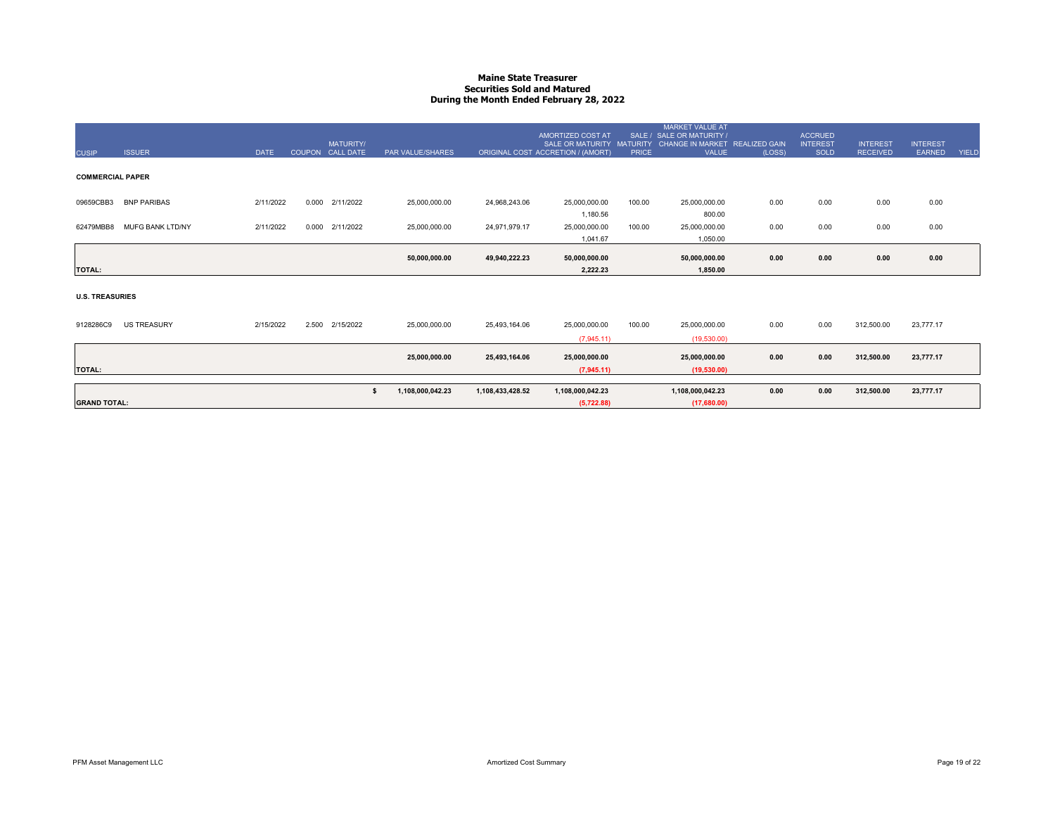# Maine State Treasurer
## Securities Sold and Matured
### During the Month Ended February 28, 2022

| CUSIP | ISSUER | DATE | COUPON | MATURITY/ CALL DATE | PAR VALUE/SHARES | ORIGINAL COST | AMORTIZED COST AT SALE OR MATURITY ACCRETION / (AMORT) | SALE / MATURITY PRICE | MARKET VALUE AT SALE OR MATURITY / CHANGE IN MARKET VALUE | REALIZED GAIN (LOSS) | ACCRUED INTEREST SOLD | INTEREST RECEIVED | INTEREST EARNED | YIELD |
|---|---|---|---|---|---|---|---|---|---|---|---|---|---|---|
| **COMMERCIAL PAPER** | | | | | | | | | | | | | | |
| 09659CBB3 | BNP PARIBAS | 2/11/2022 | 0.000 | 2/11/2022 | 25,000,000.00 | 24,968,243.06 | 25,000,000.00 | 100.00 | 25,000,000.00 | 0.00 | 0.00 | 0.00 | 0.00 | |
| | | | | | | | 1,180.56 | | 800.00 | | | | | |
| 62479MBB8 | MUFG BANK LTD/NY | 2/11/2022 | 0.000 | 2/11/2022 | 25,000,000.00 | 24,971,979.17 | 25,000,000.00 | 100.00 | 25,000,000.00 | 0.00 | 0.00 | 0.00 | 0.00 | |
| | | | | | | | 1,041.67 | | 1,050.00 | | | | | |
| **TOTAL:** | | | | | **50,000,000.00** | **49,940,222.23** | **50,000,000.00** | | **50,000,000.00** | **0.00** | **0.00** | **0.00** | **0.00** | |
| | | | | | | | **2,222.23** | | **1,850.00** | | | | | |
| **U.S. TREASURIES** | | | | | | | | | | | | | | |
| 9128286C9 | US TREASURY | 2/15/2022 | 2.500 | 2/15/2022 | 25,000,000.00 | 25,493,164.06 | 25,000,000.00 | 100.00 | 25,000,000.00 | 0.00 | 0.00 | 312,500.00 | 23,777.17 | |
| | | | | | | | (7,945.11) | | (19,530.00) | | | | | |
| **TOTAL:** | | | | | **25,000,000.00** | **25,493,164.06** | **25,000,000.00** | | **25,000,000.00** | **0.00** | **0.00** | **312,500.00** | **23,777.17** | |
| | | | | | | | **(7,945.11)** | | **(19,530.00)** | | | | | |
| **GRAND TOTAL:** | | | | | **$ 1,108,000,042.23** | **1,108,433,428.52** | **1,108,000,042.23** | | **1,108,000,042.23** | **0.00** | **0.00** | **312,500.00** | **23,777.17** | |
| | | | | | | | **(5,722.88)** | | **(17,680.00)** | | | | | |

PFM Asset Management LLC — Amortized Cost Summary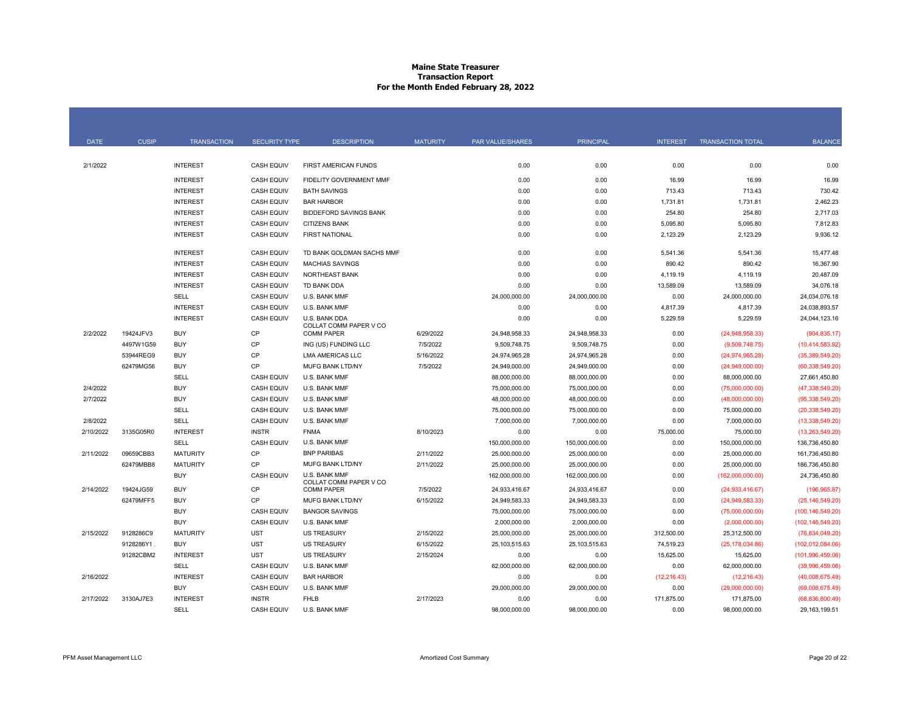# Maine State Treasurer
## Transaction Report
### For the Month Ended February 28, 2022

| DATE | CUSIP | TRANSACTION | SECURITY TYPE | DESCRIPTION | MATURITY | PAR VALUE/SHARES | PRINCIPAL | INTEREST | TRANSACTION TOTAL | BALANCE |
|---|---|---|---|---|---|---|---|---|---|---|
| 2/1/2022 | | INTEREST | CASH EQUIV | FIRST AMERICAN FUNDS | | 0.00 | 0.00 | 0.00 | 0.00 | 0.00 |
| | | INTEREST | CASH EQUIV | FIDELITY GOVERNMENT MMF | | 0.00 | 0.00 | 16.99 | 16.99 | 16.99 |
| | | INTEREST | CASH EQUIV | BATH SAVINGS | | 0.00 | 0.00 | 713.43 | 713.43 | 730.42 |
| | | INTEREST | CASH EQUIV | BAR HARBOR | | 0.00 | 0.00 | 1,731.81 | 1,731.81 | 2,462.23 |
| | | INTEREST | CASH EQUIV | BIDDEFORD SAVINGS BANK | | 0.00 | 0.00 | 254.80 | 254.80 | 2,717.03 |
| | | INTEREST | CASH EQUIV | CITIZENS BANK | | 0.00 | 0.00 | 5,095.80 | 5,095.80 | 7,812.83 |
| | | INTEREST | CASH EQUIV | FIRST NATIONAL | | 0.00 | 0.00 | 2,123.29 | 2,123.29 | 9,936.12 |
| | | INTEREST | CASH EQUIV | TD BANK GOLDMAN SACHS MMF | | 0.00 | 0.00 | 5,541.36 | 5,541.36 | 15,477.48 |
| | | INTEREST | CASH EQUIV | MACHIAS SAVINGS | | 0.00 | 0.00 | 890.42 | 890.42 | 16,367.90 |
| | | INTEREST | CASH EQUIV | NORTHEAST BANK | | 0.00 | 0.00 | 4,119.19 | 4,119.19 | 20,487.09 |
| | | INTEREST | CASH EQUIV | TD BANK DDA | | 0.00 | 0.00 | 13,589.09 | 13,589.09 | 34,076.18 |
| | | SELL | CASH EQUIV | U.S. BANK MMF | | 24,000,000.00 | 24,000,000.00 | 0.00 | 24,000,000.00 | 24,034,076.18 |
| | | INTEREST | CASH EQUIV | U.S. BANK MMF | | 0.00 | 0.00 | 4,817.39 | 4,817.39 | 24,038,893.57 |
| | | INTEREST | CASH EQUIV | U.S. BANK DDA | | 0.00 | 0.00 | 5,229.59 | 5,229.59 | 24,044,123.16 |
| 2/2/2022 | 19424JFV3 | BUY | CP | COLLAT COMM PAPER V CO COMM PAPER | 6/29/2022 | 24,948,958.33 | 24,948,958.33 | 0.00 | (24,948,958.33) | (904,835.17) |
| | 4497W1G59 | BUY | CP | ING (US) FUNDING LLC | 7/5/2022 | 9,509,748.75 | 9,509,748.75 | 0.00 | (9,509,748.75) | (10,414,583.92) |
| | 53944REG9 | BUY | CP | LMA AMERICAS LLC | 5/16/2022 | 24,974,965.28 | 24,974,965.28 | 0.00 | (24,974,965.28) | (35,389,549.20) |
| | 62479MG56 | BUY | CP | MUFG BANK LTD/NY | 7/5/2022 | 24,949,000.00 | 24,949,000.00 | 0.00 | (24,949,000.00) | (60,338,549.20) |
| | | SELL | CASH EQUIV | U.S. BANK MMF | | 88,000,000.00 | 88,000,000.00 | 0.00 | 88,000,000.00 | 27,661,450.80 |
| 2/4/2022 | | BUY | CASH EQUIV | U.S. BANK MMF | | 75,000,000.00 | 75,000,000.00 | 0.00 | (75,000,000.00) | (47,338,549.20) |
| 2/7/2022 | | BUY | CASH EQUIV | U.S. BANK MMF | | 48,000,000.00 | 48,000,000.00 | 0.00 | (48,000,000.00) | (95,338,549.20) |
| | | SELL | CASH EQUIV | U.S. BANK MMF | | 75,000,000.00 | 75,000,000.00 | 0.00 | 75,000,000.00 | (20,338,549.20) |
| 2/8/2022 | | SELL | CASH EQUIV | U.S. BANK MMF | | 7,000,000.00 | 7,000,000.00 | 0.00 | 7,000,000.00 | (13,338,549.20) |
| 2/10/2022 | 3135G05R0 | INTEREST | INSTR | FNMA | 8/10/2023 | 0.00 | 0.00 | 75,000.00 | 75,000.00 | (13,263,549.20) |
| | | SELL | CASH EQUIV | U.S. BANK MMF | | 150,000,000.00 | 150,000,000.00 | 0.00 | 150,000,000.00 | 136,736,450.80 |
| 2/11/2022 | 09659CBB3 | MATURITY | CP | BNP PARIBAS | 2/11/2022 | 25,000,000.00 | 25,000,000.00 | 0.00 | 25,000,000.00 | 161,736,450.80 |
| | 62479MBB8 | MATURITY | CP | MUFG BANK LTD/NY | 2/11/2022 | 25,000,000.00 | 25,000,000.00 | 0.00 | 25,000,000.00 | 186,736,450.80 |
| | | BUY | CASH EQUIV | U.S. BANK MMF | | 162,000,000.00 | 162,000,000.00 | 0.00 | (162,000,000.00) | 24,736,450.80 |
| 2/14/2022 | 19424JG59 | BUY | CP | COLLAT COMM PAPER V CO COMM PAPER | 7/5/2022 | 24,933,416.67 | 24,933,416.67 | 0.00 | (24,933,416.67) | (196,965.87) |
| | 62479MFF5 | BUY | CP | MUFG BANK LTD/NY | 6/15/2022 | 24,949,583.33 | 24,949,583.33 | 0.00 | (24,949,583.33) | (25,146,549.20) |
| | | BUY | CASH EQUIV | BANGOR SAVINGS | | 75,000,000.00 | 75,000,000.00 | 0.00 | (75,000,000.00) | (100,146,549.20) |
| | | BUY | CASH EQUIV | U.S. BANK MMF | | 2,000,000.00 | 2,000,000.00 | 0.00 | (2,000,000.00) | (102,146,549.20) |
| 2/15/2022 | 9128286C9 | MATURITY | UST | US TREASURY | 2/15/2022 | 25,000,000.00 | 25,000,000.00 | 312,500.00 | 25,312,500.00 | (76,834,049.20) |
| | 9128286Y1 . | BUY | UST | US TREASURY | 6/15/2022 | 25,103,515.63 | 25,103,515.63 | 74,519.23 | (25,178,034.86) | (102,012,084.06) |
| | 91282CBM2 | INTEREST | UST | US TREASURY | 2/15/2024 | 0.00 | 0.00 | 15,625.00 | 15,625.00 | (101,996,459.06) |
| | | SELL | CASH EQUIV | U.S. BANK MMF | | 62,000,000.00 | 62,000,000.00 | 0.00 | 62,000,000.00 | (39,996,459.06) |
| 2/16/2022 | | INTEREST | CASH EQUIV | BAR HARBOR | | 0.00 | 0.00 | (12,216.43) | (12,216.43) | (40,008,675.49) |
| | | BUY | CASH EQUIV | U.S. BANK MMF | | 29,000,000.00 | 29,000,000.00 | 0.00 | (29,000,000.00) | (69,008,675.49) |
| 2/17/2022 | 3130AJ7E3 | INTEREST | INSTR | FHLB | 2/17/2023 | 0.00 | 0.00 | 171,875.00 | 171,875.00 | (68,836,800.49) |
| | | SELL | CASH EQUIV | U.S. BANK MMF | | 98,000,000.00 | 98,000,000.00 | 0.00 | 98,000,000.00 | 29,163,199.51 |

PFM Asset Management LLC — Amortized Cost Summary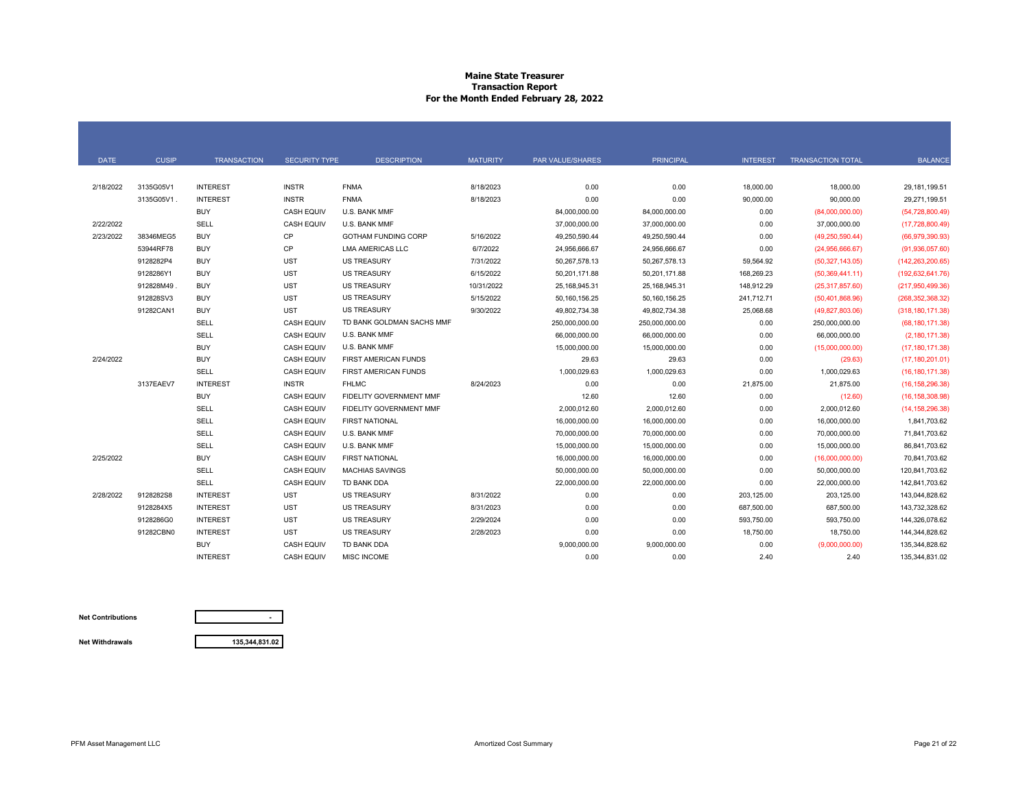**Maine State Treasurer**
**Transaction Report**
**For the Month Ended February 28, 2022**

| DATE | CUSIP | TRANSACTION | SECURITY TYPE | DESCRIPTION | MATURITY | PAR VALUE/SHARES | PRINCIPAL | INTEREST | TRANSACTION TOTAL | BALANCE |
|---|---|---|---|---|---|---|---|---|---|---|
| 2/18/2022 | 3135G05V1 | INTEREST | INSTR | FNMA | 8/18/2023 | 0.00 | 0.00 | 18,000.00 | 18,000.00 | 29,181,199.51 |
| | 3135G05V1 . | INTEREST | INSTR | FNMA | 8/18/2023 | 0.00 | 0.00 | 90,000.00 | 90,000.00 | 29,271,199.51 |
| | | BUY | CASH EQUIV | U.S. BANK MMF | | 84,000,000.00 | 84,000,000.00 | 0.00 | (84,000,000.00) | (54,728,800.49) |
| 2/22/2022 | | SELL | CASH EQUIV | U.S. BANK MMF | | 37,000,000.00 | 37,000,000.00 | 0.00 | 37,000,000.00 | (17,728,800.49) |
| 2/23/2022 | 38346MEG5 | BUY | CP | GOTHAM FUNDING CORP | 5/16/2022 | 49,250,590.44 | 49,250,590.44 | 0.00 | (49,250,590.44) | (66,979,390.93) |
| | 53944RF78 | BUY | CP | LMA AMERICAS LLC | 6/7/2022 | 24,956,666.67 | 24,956,666.67 | 0.00 | (24,956,666.67) | (91,936,057.60) |
| | 9128282P4 | BUY | UST | US TREASURY | 7/31/2022 | 50,267,578.13 | 50,267,578.13 | 59,564.92 | (50,327,143.05) | (142,263,200.65) |
| | 9128286Y1 | BUY | UST | US TREASURY | 6/15/2022 | 50,201,171.88 | 50,201,171.88 | 168,269.23 | (50,369,441.11) | (192,632,641.76) |
| | 912828M49 . | BUY | UST | US TREASURY | 10/31/2022 | 25,168,945.31 | 25,168,945.31 | 148,912.29 | (25,317,857.60) | (217,950,499.36) |
| | 912828SV3 | BUY | UST | US TREASURY | 5/15/2022 | 50,160,156.25 | 50,160,156.25 | 241,712.71 | (50,401,868.96) | (268,352,368.32) |
| | 91282CAN1 | BUY | UST | US TREASURY | 9/30/2022 | 49,802,734.38 | 49,802,734.38 | 25,068.68 | (49,827,803.06) | (318,180,171.38) |
| | | SELL | CASH EQUIV | TD BANK GOLDMAN SACHS MMF | | 250,000,000.00 | 250,000,000.00 | 0.00 | 250,000,000.00 | (68,180,171.38) |
| | | SELL | CASH EQUIV | U.S. BANK MMF | | 66,000,000.00 | 66,000,000.00 | 0.00 | 66,000,000.00 | (2,180,171.38) |
| | | BUY | CASH EQUIV | U.S. BANK MMF | | 15,000,000.00 | 15,000,000.00 | 0.00 | (15,000,000.00) | (17,180,171.38) |
| 2/24/2022 | | BUY | CASH EQUIV | FIRST AMERICAN FUNDS | | 29.63 | 29.63 | 0.00 | (29.63) | (17,180,201.01) |
| | | SELL | CASH EQUIV | FIRST AMERICAN FUNDS | | 1,000,029.63 | 1,000,029.63 | 0.00 | 1,000,029.63 | (16,180,171.38) |
| | 3137EAEV7 | INTEREST | INSTR | FHLMC | 8/24/2023 | 0.00 | 0.00 | 21,875.00 | 21,875.00 | (16,158,296.38) |
| | | BUY | CASH EQUIV | FIDELITY GOVERNMENT MMF | | 12.60 | 12.60 | 0.00 | (12.60) | (16,158,308.98) |
| | | SELL | CASH EQUIV | FIDELITY GOVERNMENT MMF | | 2,000,012.60 | 2,000,012.60 | 0.00 | 2,000,012.60 | (14,158,296.38) |
| | | SELL | CASH EQUIV | FIRST NATIONAL | | 16,000,000.00 | 16,000,000.00 | 0.00 | 16,000,000.00 | 1,841,703.62 |
| | | SELL | CASH EQUIV | U.S. BANK MMF | | 70,000,000.00 | 70,000,000.00 | 0.00 | 70,000,000.00 | 71,841,703.62 |
| | | SELL | CASH EQUIV | U.S. BANK MMF | | 15,000,000.00 | 15,000,000.00 | 0.00 | 15,000,000.00 | 86,841,703.62 |
| 2/25/2022 | | BUY | CASH EQUIV | FIRST NATIONAL | | 16,000,000.00 | 16,000,000.00 | 0.00 | (16,000,000.00) | 70,841,703.62 |
| | | SELL | CASH EQUIV | MACHIAS SAVINGS | | 50,000,000.00 | 50,000,000.00 | 0.00 | 50,000,000.00 | 120,841,703.62 |
| | | SELL | CASH EQUIV | TD BANK DDA | | 22,000,000.00 | 22,000,000.00 | 0.00 | 22,000,000.00 | 142,841,703.62 |
| 2/28/2022 | 9128282S8 | INTEREST | UST | US TREASURY | 8/31/2022 | 0.00 | 0.00 | 203,125.00 | 203,125.00 | 143,044,828.62 |
| | 9128284X5 | INTEREST | UST | US TREASURY | 8/31/2023 | 0.00 | 0.00 | 687,500.00 | 687,500.00 | 143,732,328.62 |
| | 9128286G0 | INTEREST | UST | US TREASURY | 2/29/2024 | 0.00 | 0.00 | 593,750.00 | 593,750.00 | 144,326,078.62 |
| | 91282CBN0 | INTEREST | UST | US TREASURY | 2/28/2023 | 0.00 | 0.00 | 18,750.00 | 18,750.00 | 144,344,828.62 |
| | | BUY | CASH EQUIV | TD BANK DDA | | 9,000,000.00 | 9,000,000.00 | 0.00 | (9,000,000.00) | 135,344,828.62 |
| | | INTEREST | CASH EQUIV | MISC INCOME | | 0.00 | 0.00 | 2.40 | 2.40 | 135,344,831.02 |

| | |
|---|---|
| **Net Contributions** | - |
| **Net Withdrawals** | 135,344,831.02 |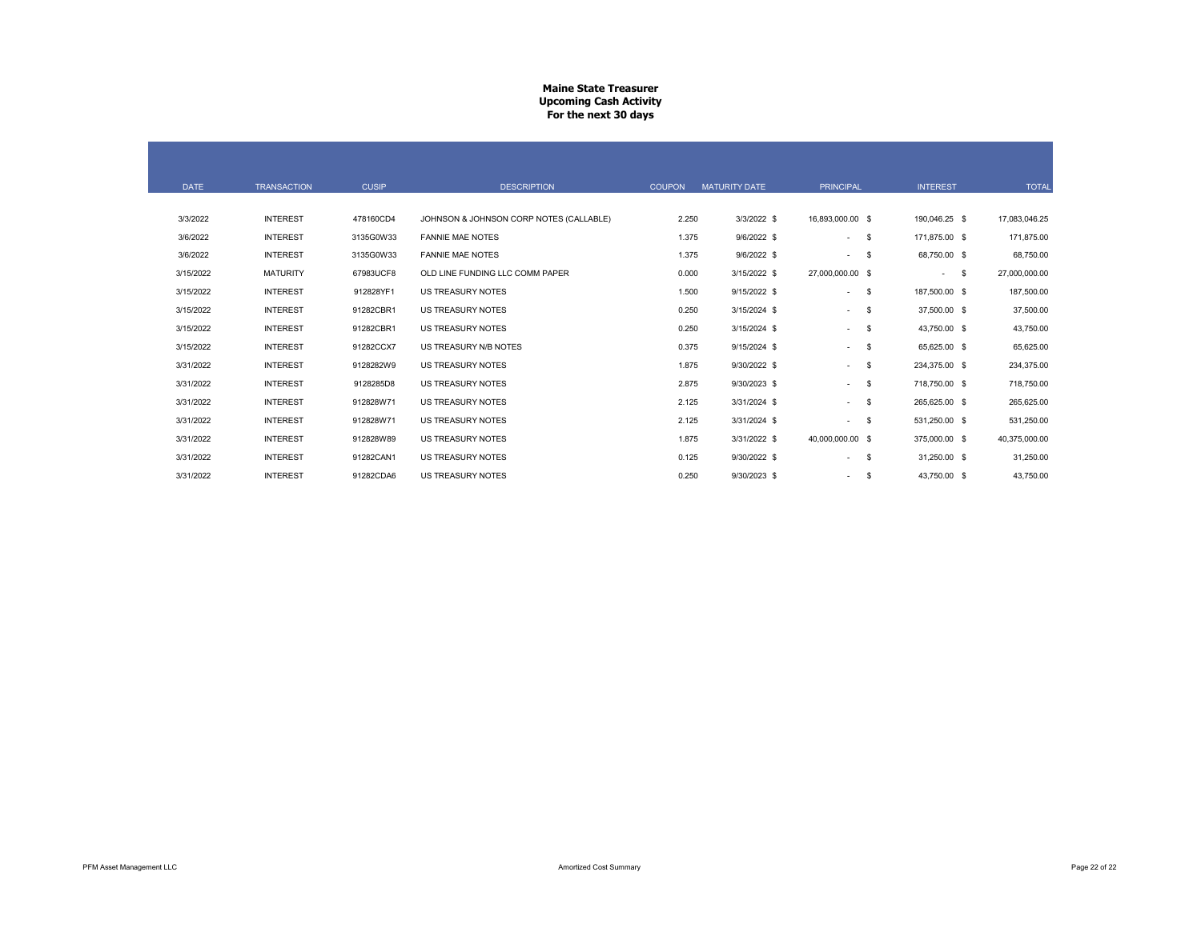# Maine State Treasurer
## Upcoming Cash Activity
### For the next 30 days

| DATE | TRANSACTION | CUSIP | DESCRIPTION | COUPON | MATURITY DATE | PRINCIPAL | INTEREST | TOTAL |
|---|---|---|---|---|---|---|---|---|
| 3/3/2022 | INTEREST | 478160CD4 | JOHNSON & JOHNSON CORP NOTES (CALLABLE) | 2.250 | 3/3/2022 | $ 16,893,000.00 | $ 190,046.25 | $ 17,083,046.25 |
| 3/6/2022 | INTEREST | 3135G0W33 | FANNIE MAE NOTES | 1.375 | 9/6/2022 | $ - | $ 171,875.00 | $ 171,875.00 |
| 3/6/2022 | INTEREST | 3135G0W33 | FANNIE MAE NOTES | 1.375 | 9/6/2022 | $ - | $ 68,750.00 | $ 68,750.00 |
| 3/15/2022 | MATURITY | 67983UCF8 | OLD LINE FUNDING LLC COMM PAPER | 0.000 | 3/15/2022 | $ 27,000,000.00 | $ - | $ 27,000,000.00 |
| 3/15/2022 | INTEREST | 912828YF1 | US TREASURY NOTES | 1.500 | 9/15/2022 | $ - | $ 187,500.00 | $ 187,500.00 |
| 3/15/2022 | INTEREST | 91282CBR1 | US TREASURY NOTES | 0.250 | 3/15/2024 | $ - | $ 37,500.00 | $ 37,500.00 |
| 3/15/2022 | INTEREST | 91282CBR1 | US TREASURY NOTES | 0.250 | 3/15/2024 | $ - | $ 43,750.00 | $ 43,750.00 |
| 3/15/2022 | INTEREST | 91282CCX7 | US TREASURY N/B NOTES | 0.375 | 9/15/2024 | $ - | $ 65,625.00 | $ 65,625.00 |
| 3/31/2022 | INTEREST | 9128282W9 | US TREASURY NOTES | 1.875 | 9/30/2022 | $ - | $ 234,375.00 | $ 234,375.00 |
| 3/31/2022 | INTEREST | 9128285D8 | US TREASURY NOTES | 2.875 | 9/30/2023 | $ - | $ 718,750.00 | $ 718,750.00 |
| 3/31/2022 | INTEREST | 912828W71 | US TREASURY NOTES | 2.125 | 3/31/2024 | $ - | $ 265,625.00 | $ 265,625.00 |
| 3/31/2022 | INTEREST | 912828W71 | US TREASURY NOTES | 2.125 | 3/31/2024 | $ - | $ 531,250.00 | $ 531,250.00 |
| 3/31/2022 | INTEREST | 912828W89 | US TREASURY NOTES | 1.875 | 3/31/2022 | $ 40,000,000.00 | $ 375,000.00 | $ 40,375,000.00 |
| 3/31/2022 | INTEREST | 91282CAN1 | US TREASURY NOTES | 0.125 | 9/30/2022 | $ - | $ 31,250.00 | $ 31,250.00 |
| 3/31/2022 | INTEREST | 91282CDA6 | US TREASURY NOTES | 0.250 | 9/30/2023 | $ - | $ 43,750.00 | $ 43,750.00 |